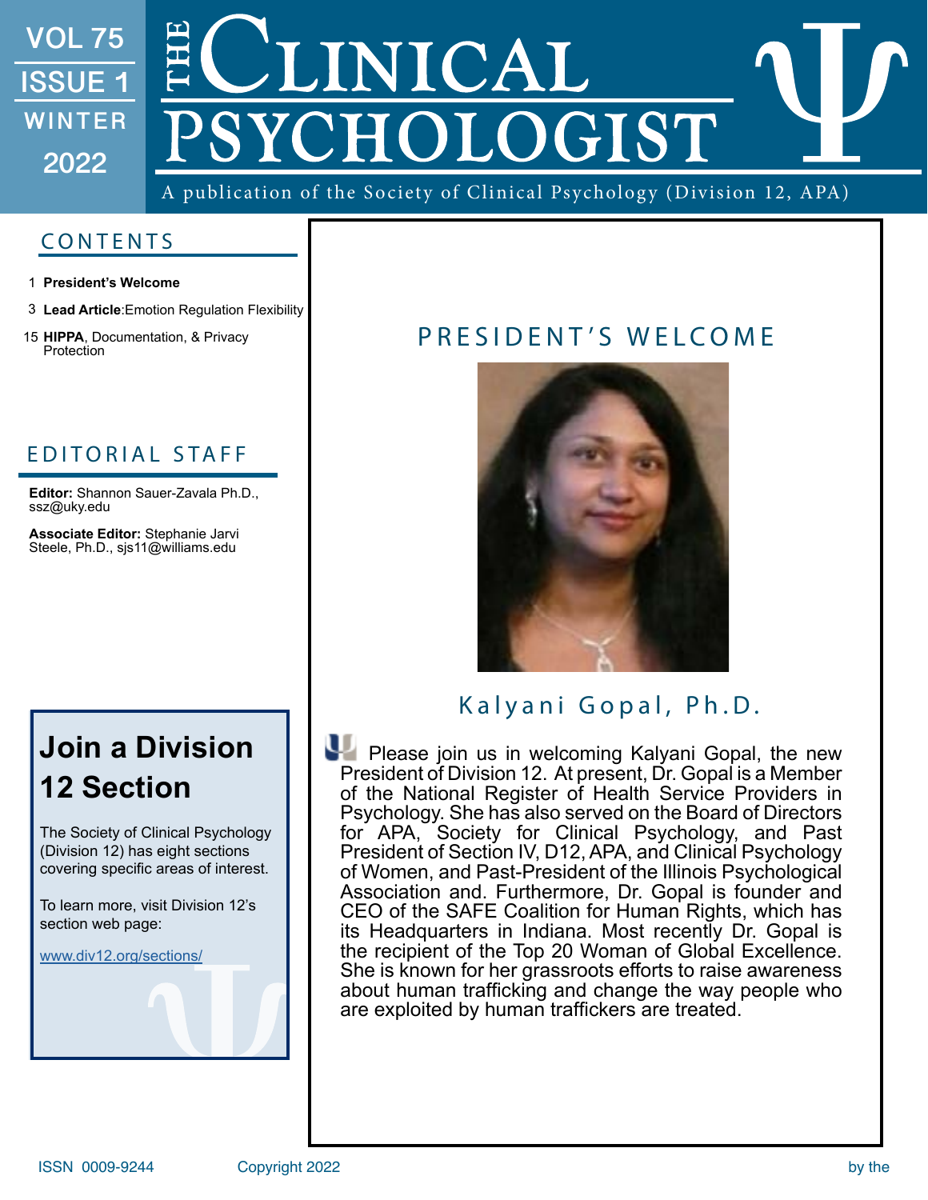# THE CLINICAL PSYCHOLOGIST

VOL 75 ISSUE 1 WINTER 2022

A publication of the Society of Clinical Psychology (Division 12, APA)

## CONTENTS

1 **President's Welcome**

3 **Lead Article**:Emotion Regulation Flexibility

15 **HIPPA**, Documentation, & Privacy Protection

## EDITORIAL STAFF

**Editor:** Shannon Sauer-Zavala Ph.D., ssz@uky.edu

**Associate Editor:** Stephanie Jarvi Steele, Ph.D., sjs11@williams.edu

## Join a Division 12 Section

The Society of Clinical Psychology (Division 12) has eight sections covering specific areas of interest.

To learn more, visit Division 12's section web page:

www.div12.org/sections/

## PRESIDENT'S WELCOME

### Kalyani Gopal, Ph.D.

Please join us in welcoming Kalyani Gopal, the new President of Division 12. At present, Dr. Gopal is a Member of the National Register of Health Service Providers in Psychology. She has also served on the Board of Directors for APA, Society for Clinical Psychology, and Past President of Section IV, D12, APA, and Clinical Psychology of Women, and Past-President of the Illinois Psychological Association and. Furthermore, Dr. Gopal is founder and CEO of the SAFE Coalition for Human Rights, which has its Headquarters in Indiana. Most recently Dr. Gopal is the recipient of the Top 20 Woman of Global Excellence. She is known for her grassroots efforts to raise awareness about human trafficking and change the way people who are exploited by human traffickers are treated.

ISSN 0009-9244 Copyright 2022 by the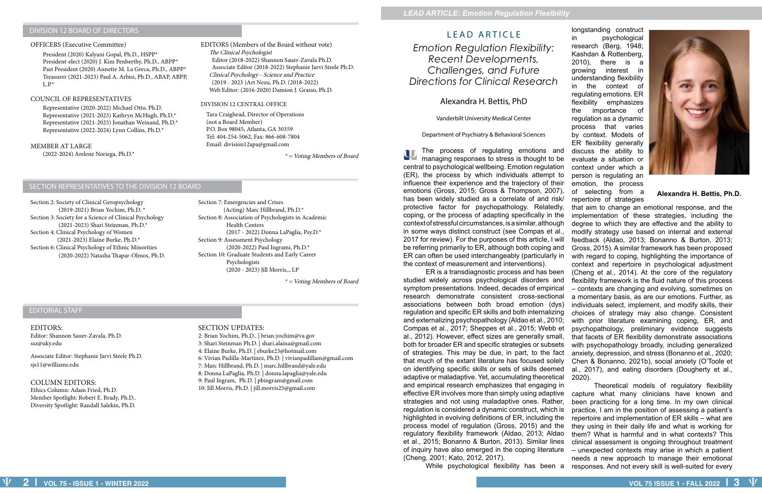## DIVISION 12 BOARD OF DIRECTORS

OFFICERS (Executive Committee)

President (2020) Kalyani Gopal, Ph.D., HSPP*
President-elect (2020) J. Kim Penberthy, Ph.D., ABPP*
Past President (2020) Annette M. La Greca, Ph.D., ABPP*
Treasurer (2021-2023) Paul A. Arbisi, Ph.D., ABAP, ABPP, L.P.*

COUNCIL OF REPRESENTATIVES

Representative (2020-2022) Michael Otto, Ph.D.
Representative (2021-2023) Kathryn McHugh, Ph.D.*
Representative (2021-2023) Jonathan Weinand, Ph.D.*
Representative (2022-2024) Lynn Collins, Ph.D.*

MEMBER AT LARGE

(2022-2024) Arelene Noriega, Ph.D.*

EDITORS (Members of the Board without vote)

*The Clinical Psychologist*
Editor (2018-2022) Shannon Sauer-Zavala Ph.D.
Associate Editor (2018-2022) Stephanie Jarvi Steele Ph.D.
*Clinical Psychology - Science and Practice*
(2019 - 2023 )Art Nezu, Ph.D. (2018-2022)
Web Editor: (2016-2020) Damion J. Grasso, Ph.D.

DIVISION 12 CENTRAL OFFICE

Tara Craighead, Director of Operations
(not a Board Member)
P.O. Box 98045, Atlanta, GA 30359
Tel: 404-254-5062, Fax: 866-608-7804
Email: division12apa@gmail.com

*\* = Voting Members of Board*

## SECTION REPRESENTATIVES TO THE DIVISION 12 BOARD

Section 2: Society of Clinical Geropsychology
(2019-2021) Brian Yochim, Ph.D. *
Section 3: Society for a Science of Clinical Psychology
(2021-2023) Shari Steinman, Ph.D.*
Section 4: Clinical Psychology of Women
(2021-2023) Elaine Burke, Ph.D.*
Section 6: Clinical Psychology of Ethnic Minorities
(2020-2022) Natasha Thapar-Olmos, Ph.D.
Section 7: Emergencies and Crises
(Acting) Marc Hillbrand, Ph.D.*
Section 8: Association of Psychologists in Academic Health Centers
(2017 - 2022) Donna LaPaglia, Psy.D.*
Section 9: Assessment Psychology
(2020-2022) Paul Ingrami, Ph.D.*
Section 10: Graduate Students and Early Career Psychologists
(2020 - 2023) Jill Morris,., LP

*\* = Voting Members of Board*

## EDITORIAL STAFF

EDITORS:
Editor: Shannon Sauer-Zavala, Ph.D.
ssz@uky.edu

Associate Editor: Stephanie Jarvi Steele Ph.D.
sjs11@williams.edu

COLUMN EDITORS:
Ethics Column: Adam Fried, Ph.D.
Member Spotlight: Robert E. Brady, Ph.D..
Diversity Spotlight: Randall Salekin, Ph.D.

SECTION UPDATES:
2: Brian Yochim, Ph.D., | brian.yochim@va.gov
3: Shari Steinman Ph.D. | shari.alaina@gmail.com
4: Elaine Burke, Ph.D. | eburke23@hotmail.com
6: Vivian Padilla-Martinez, Ph.D. | vivianpadillam@gmail.com
7: Marc Hillbrand, Ph.D. | marc.hillbrand@yale.edu
8: Donna LaPaglia, Ph.D. | donna.lapaglia@yale.edu
9: Paul Ingram, Ph.D. | pbingram@gmail.com
10: Jill Morris, Ph.D. | jill.morris25@gmail.com

# LEAD ARTICLE

## *Emotion Regulation Flexibility: Recent Developments, Challenges, and Future Directions for Clinical Research*

### Alexandra H. Bettis, PhD

Vanderbilt University Medical Center

Department of Psychiatry & Behavioral Sciences

**Alexandra H. Bettis, Ph.D.**

The process of regulating emotions and managing responses to stress is thought to be central to psychological wellbeing. Emotion regulation (ER), the process by which individuals attempt to influence their experience and the trajectory of their emotions (Gross, 2015; Gross & Thompson, 2007), has been widely studied as a correlate of and risk/protective factor for psychopathology. Relatedly, coping, or the process of adapting specifically in the context of stressful circumstances, is a similar, although in some ways distinct construct (see Compas et al., 2017 for review). For the purposes of this article, I will be referring primarily to ER, although both coping and ER can often be used interchangeably (particularly in the context of measurement and interventions).

ER is a transdiagnostic process and has been studied widely across psychological disorders and symptom presentations. Indeed, decades of empirical research demonstrate consistent cross-sectional associations between both broad emotion (dys) regulation and specific ER skills and both internalizing and externalizing psychopathology (Aldao et al., 2010; Compas et al., 2017; Sheppes et al., 2015; Webb et al., 2012). However, effect sizes are generally small, both for broader ER and specific strategies or subsets of strategies. This may be due, in part, to the fact that much of the extant literature has focused solely on identifying specific skills or sets of skills deemed adaptive or maladaptive. Yet, accumulating theoretical and empirical research emphasizes that engaging in effective ER involves more than simply using adaptive strategies and not using maladaptive ones. Rather, regulation is considered a dynamic construct, which is highlighted in evolving definitions of ER, including the process model of regulation (Gross, 2015) and the regulatory flexibility framework (Aldao, 2013; Aldao et al., 2015; Bonanno & Burton, 2013). Similar lines of inquiry have also emerged in the coping literature (Cheng, 2001; Kato, 2012, 2017).

While psychological flexibility has been a longstanding construct in psychological research (Berg, 1948; Kashdan & Rottenberg, 2010), there is a growing interest in understanding flexibility in the context of regulating emotions. ER flexibility emphasizes the importance of regulation as a dynamic process that varies by context. Models of ER flexibility generally discuss the ability to evaluate a situation or context under which a person is regulating an emotion, the process of selecting from a repertoire of strategies that aim to change an emotional response, and the implementation of these strategies, including the degree to which they are effective and the ability to modify strategy use based on internal and external feedback (Aldao, 2013; Bonanno & Burton, 2013; Gross, 2015). A similar framework has been proposed with regard to coping, highlighting the importance of context and repertoire in psychological adjustment (Cheng et al., 2014). At the core of the regulatory flexibility framework is the fluid nature of this process – contexts are changing and evolving, sometimes on a momentary basis, as are our emotions. Further, as individuals select, implement, and modify skills, their choices of strategy may also change. Consistent with prior literature examining coping, ER, and psychopathology, preliminary evidence suggests that facets of ER flexibility demonstrate associations with psychopathology broadly, including generalized anxiety, depression, and stress (Bonanno et al., 2020; Chen & Bonanno, 2021b), social anxiety (O'Toole et al., 2017), and eating disorders (Dougherty et al., 2020).

Theoretical models of regulatory flexibility capture what many clinicians have known and been practicing for a long time. In my own clinical practice, I am in the position of assessing a patient's repertoire and implementation of ER skills – what are they using in their daily life and what is working for them? What is harmful and in what contexts? This clinical assessment is ongoing throughout treatment – unexpected contexts may arise in which a patient needs a new approach to manage their emotional responses. And not every skill is well-suited for every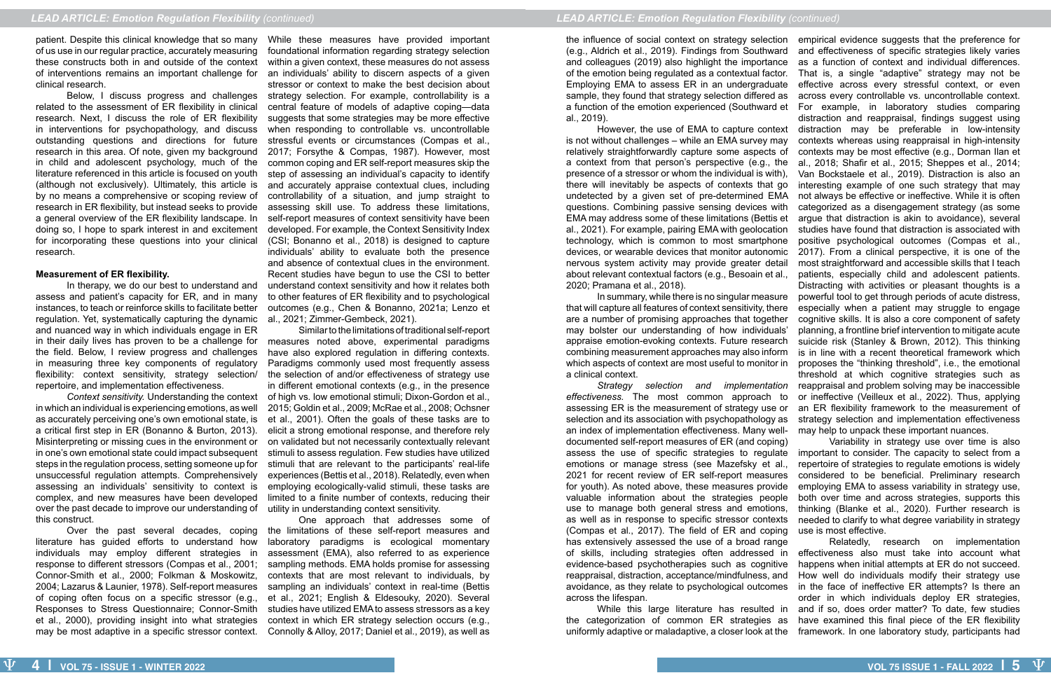patient. Despite this clinical knowledge that so many of us use in our regular practice, accurately measuring these constructs both in and outside of the context of interventions remains an important challenge for clinical research.

Below, I discuss progress and challenges related to the assessment of ER flexibility in clinical research. Next, I discuss the role of ER flexibility in interventions for psychopathology, and discuss outstanding questions and directions for future research in this area. Of note, given my background in child and adolescent psychology, much of the literature referenced in this article is focused on youth (although not exclusively). Ultimately, this article is by no means a comprehensive or scoping review of research in ER flexibility, but instead seeks to provide a general overview of the ER flexibility landscape. In doing so, I hope to spark interest in and excitement for incorporating these questions into your clinical research.

**Measurement of ER flexibility.**

In therapy, we do our best to understand and assess and patient's capacity for ER, and in many instances, to teach or reinforce skills to facilitate better regulation. Yet, systematically capturing the dynamic and nuanced way in which individuals engage in ER in their daily lives has proven to be a challenge for the field. Below, I review progress and challenges in measuring three key components of regulatory flexibility: context sensitivity, strategy selection/repertoire, and implementation effectiveness.

*Context sensitivity.* Understanding the context in which an individual is experiencing emotions, as well as accurately perceiving one's own emotional state, is a critical first step in ER (Bonanno & Burton, 2013). Misinterpreting or missing cues in the environment or in one's own emotional state could impact subsequent steps in the regulation process, setting someone up for unsuccessful regulation attempts. Comprehensively assessing an individuals' sensitivity to context is complex, and new measures have been developed over the past decade to improve our understanding of this construct.

Over the past several decades, coping literature has guided efforts to understand how individuals may employ different strategies in response to different stressors (Compas et al., 2001; Connor-Smith et al., 2000; Folkman & Moskowitz, 2004; Lazarus & Launier, 1978). Self-report measures of coping often focus on a specific stressor (e.g., Responses to Stress Questionnaire; Connor-Smith et al., 2000), providing insight into what strategies may be most adaptive in a specific stressor context. While these measures have provided important foundational information regarding strategy selection within a given context, these measures do not assess an individuals' ability to discern aspects of a given stressor or context to make the best decision about strategy selection. For example, controllability is a central feature of models of adaptive coping—data suggests that some strategies may be more effective when responding to controllable vs. uncontrollable stressful events or circumstances (Compas et al., 2017; Forsythe & Compas, 1987). However, most common coping and ER self-report measures skip the step of assessing an individual's capacity to identify and accurately appraise contextual clues, including controllability of a situation, and jump straight to assessing skill use. To address these limitations, self-report measures of context sensitivity have been developed. For example, the Context Sensitivity Index (CSI; Bonanno et al., 2018) is designed to capture individuals' ability to evaluate both the presence and absence of contextual clues in the environment. Recent studies have begun to use the CSI to better understand context sensitivity and how it relates both to other features of ER flexibility and to psychological outcomes (e.g., Chen & Bonanno, 2021a; Lenzo et al., 2021; Zimmer-Gembeck, 2021).

Similar to the limitations of traditional self-report measures noted above, experimental paradigms have also explored regulation in differing contexts. Paradigms commonly used most frequently assess the selection of and/or effectiveness of strategy use in different emotional contexts (e.g., in the presence of high vs. low emotional stimuli; Dixon-Gordon et al., 2015; Goldin et al., 2009; McRae et al., 2008; Ochsner et al., 2001). Often the goals of these tasks are to elicit a strong emotional response, and therefore rely on validated but not necessarily contextually relevant stimuli to assess regulation. Few studies have utilized stimuli that are relevant to the participants' real-life experiences (Bettis et al., 2018). Relatedly, even when employing ecologically-valid stimuli, these tasks are limited to a finite number of contexts, reducing their utility in understanding context sensitivity.

One approach that addresses some of the limitations of these self-report measures and laboratory paradigms is ecological momentary assessment (EMA), also referred to as experience sampling methods. EMA holds promise for assessing contexts that are most relevant to individuals, by sampling an individuals' context in real-time (Bettis et al., 2021; English & Eldesouky, 2020). Several studies have utilized EMA to assess stressors as a key context in which ER strategy selection occurs (e.g., Connolly & Alloy, 2017; Daniel et al., 2019), as well as the influence of social context on strategy selection (e.g., Aldrich et al., 2019). Findings from Southward and colleagues (2019) also highlight the importance of the emotion being regulated as a contextual factor. Employing EMA to assess ER in an undergraduate sample, they found that strategy selection differed as a function of the emotion experienced (Southward et al., 2019).

However, the use of EMA to capture context is not without challenges – while an EMA survey may relatively straightforwardly capture some aspects of a context from that person's perspective (e.g., the presence of a stressor or whom the individual is with), there will inevitably be aspects of contexts that go undetected by a given set of pre-determined EMA questions. Combining passive sensing devices with EMA may address some of these limitations (Bettis et al., 2021). For example, pairing EMA with geolocation technology, which is common to most smartphone devices, or wearable devices that monitor autonomic nervous system activity may provide greater detail about relevant contextual factors (e.g., Besoain et al., 2020; Pramana et al., 2018).

In summary, while there is no singular measure that will capture all features of context sensitivity, there are a number of promising approaches that together may bolster our understanding of how individuals' appraise emotion-evoking contexts. Future research combining measurement approaches may also inform which aspects of context are most useful to monitor in a clinical context.

*Strategy selection and implementation effectiveness.* The most common approach to assessing ER is the measurement of strategy use or selection and its association with psychopathology as an index of implementation effectiveness. Many well-documented self-report measures of ER (and coping) assess the use of specific strategies to regulate emotions or manage stress (see Mazefsky et al., 2021 for recent review of ER self-report measures for youth). As noted above, these measures provide valuable information about the strategies people use to manage both general stress and emotions, as well as in response to specific stressor contexts (Compas et al., 2017). The field of ER and coping has extensively assessed the use of a broad range of skills, including strategies often addressed in evidence-based psychotherapies such as cognitive reappraisal, distraction, acceptance/mindfulness, and avoidance, as they relate to psychological outcomes across the lifespan.

While this large literature has resulted in the categorization of common ER strategies as uniformly adaptive or maladaptive, a closer look at the empirical evidence suggests that the preference for and effectiveness of specific strategies likely varies as a function of context and individual differences. That is, a single "adaptive" strategy may not be effective across every stressful context, or even across every controllable vs. uncontrollable context. For example, in laboratory studies comparing distraction and reappraisal, findings suggest using distraction may be preferable in low-intensity contexts whereas using reappraisal in high-intensity contexts may be most effective (e.g., Dorman Ilan et al., 2018; Shafir et al., 2015; Sheppes et al., 2014; Van Bockstaele et al., 2019). Distraction is also an interesting example of one such strategy that may not always be effective or ineffective. While it is often categorized as a disengagement strategy (as some argue that distraction is akin to avoidance), several studies have found that distraction is associated with positive psychological outcomes (Compas et al., 2017). From a clinical perspective, it is one of the most straightforward and accessible skills that I teach patients, especially child and adolescent patients. Distracting with activities or pleasant thoughts is a powerful tool to get through periods of acute distress, especially when a patient may struggle to engage cognitive skills. It is also a core component of safety planning, a frontline brief intervention to mitigate acute suicide risk (Stanley & Brown, 2012). This thinking is in line with a recent theoretical framework which proposes the "thinking threshold", i.e., the emotional threshold at which cognitive strategies such as reappraisal and problem solving may be inaccessible or ineffective (Veilleux et al., 2022). Thus, applying an ER flexibility framework to the measurement of strategy selection and implementation effectiveness may help to unpack these important nuances.

Variability in strategy use over time is also important to consider. The capacity to select from a repertoire of strategies to regulate emotions is widely considered to be beneficial. Preliminary research employing EMA to assess variability in strategy use, both over time and across strategies, supports this thinking (Blanke et al., 2020). Further research is needed to clarify to what degree variability in strategy use is most effective.

Relatedly, research on implementation effectiveness also must take into account what happens when initial attempts at ER do not succeed. How well do individuals modify their strategy use in the face of ineffective ER attempts? Is there an order in which individuals deploy ER strategies, and if so, does order matter? To date, few studies have examined this final piece of the ER flexibility framework. In one laboratory study, participants had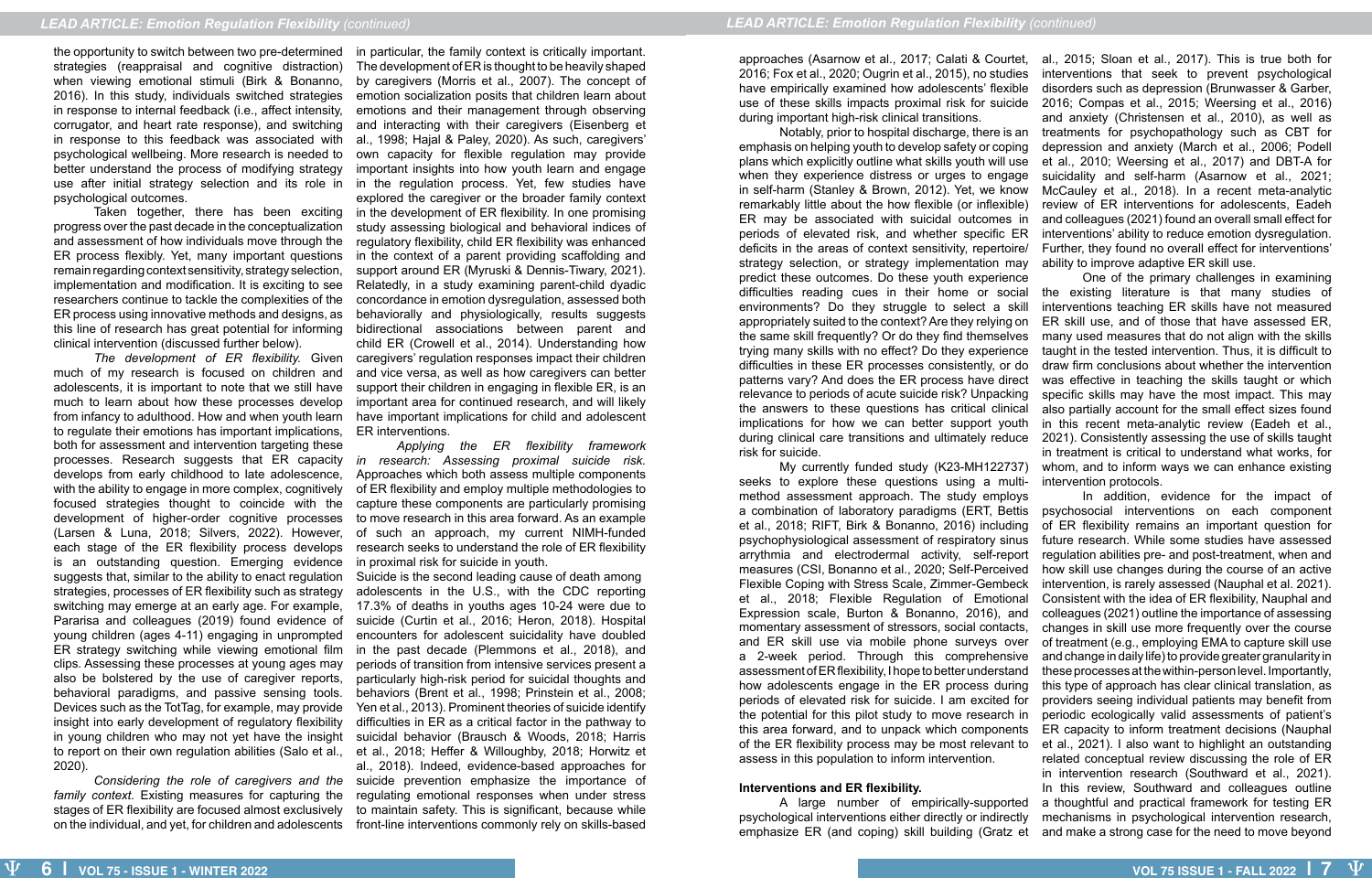the opportunity to switch between two pre-determined strategies (reappraisal and cognitive distraction) when viewing emotional stimuli (Birk & Bonanno, 2016). In this study, individuals switched strategies in response to internal feedback (i.e., affect intensity, corrugator, and heart rate response), and switching in response to this feedback was associated with psychological wellbeing. More research is needed to better understand the process of modifying strategy use after initial strategy selection and its role in psychological outcomes.

Taken together, there has been exciting progress over the past decade in the conceptualization and assessment of how individuals move through the ER process flexibly. Yet, many important questions remain regarding context sensitivity, strategy selection, implementation and modification. It is exciting to see researchers continue to tackle the complexities of the ER process using innovative methods and designs, as this line of research has great potential for informing clinical intervention (discussed further below).

*The development of ER flexibility.* Given much of my research is focused on children and adolescents, it is important to note that we still have much to learn about how these processes develop from infancy to adulthood. How and when youth learn to regulate their emotions has important implications, both for assessment and intervention targeting these processes. Research suggests that ER capacity develops from early childhood to late adolescence, with the ability to engage in more complex, cognitively focused strategies thought to coincide with the development of higher-order cognitive processes (Larsen & Luna, 2018; Silvers, 2022). However, each stage of the ER flexibility process develops is an outstanding question. Emerging evidence suggests that, similar to the ability to enact regulation strategies, processes of ER flexibility such as strategy switching may emerge at an early age. For example, Pararisa and colleagues (2019) found evidence of young children (ages 4-11) engaging in unprompted ER strategy switching while viewing emotional film clips. Assessing these processes at young ages may also be bolstered by the use of caregiver reports, behavioral paradigms, and passive sensing tools. Devices such as the TotTag, for example, may provide insight into early development of regulatory flexibility in young children who may not yet have the insight to report on their own regulation abilities (Salo et al., 2020).

*Considering the role of caregivers and the family context.* Existing measures for capturing the stages of ER flexibility are focused almost exclusively on the individual, and yet, for children and adolescents in particular, the family context is critically important. The development of ER is thought to be heavily shaped by caregivers (Morris et al., 2007). The concept of emotion socialization posits that children learn about emotions and their management through observing and interacting with their caregivers (Eisenberg et al., 1998; Hajal & Paley, 2020). As such, caregivers' own capacity for flexible regulation may provide important insights into how youth learn and engage in the regulation process. Yet, few studies have explored the caregiver or the broader family context in the development of ER flexibility. In one promising study assessing biological and behavioral indices of regulatory flexibility, child ER flexibility was enhanced in the context of a parent providing scaffolding and support around ER (Myruski & Dennis-Tiwary, 2021). Relatedly, in a study examining parent-child dyadic concordance in emotion dysregulation, assessed both behaviorally and physiologically, results suggests bidirectional associations between parent and child ER (Crowell et al., 2014). Understanding how caregivers' regulation responses impact their children and vice versa, as well as how caregivers can better support their children in engaging in flexible ER, is an important area for continued research, and will likely have important implications for child and adolescent ER interventions.

*Applying the ER flexibility framework in research: Assessing proximal suicide risk.* Approaches which both assess multiple components of ER flexibility and employ multiple methodologies to capture these components are particularly promising to move research in this area forward. As an example of such an approach, my current NIMH-funded research seeks to understand the role of ER flexibility in proximal risk for suicide in youth.

Suicide is the second leading cause of death among adolescents in the U.S., with the CDC reporting 17.3% of deaths in youths ages 10-24 were due to suicide (Curtin et al., 2016; Heron, 2018). Hospital encounters for adolescent suicidality have doubled in the past decade (Plemmons et al., 2018), and periods of transition from intensive services present a particularly high-risk period for suicidal thoughts and behaviors (Brent et al., 1998; Prinstein et al., 2008; Yen et al., 2013). Prominent theories of suicide identify difficulties in ER as a critical factor in the pathway to suicidal behavior (Brausch & Woods, 2018; Harris et al., 2018; Heffer & Willoughby, 2018; Horwitz et al., 2018). Indeed, evidence-based approaches for suicide prevention emphasize the importance of regulating emotional responses when under stress to maintain safety. This is significant, because while front-line interventions commonly rely on skills-based approaches (Asarnow et al., 2017; Calati & Courtet, 2016; Fox et al., 2020; Ougrin et al., 2015), no studies have empirically examined how adolescents' flexible use of these skills impacts proximal risk for suicide during important high-risk clinical transitions.

Notably, prior to hospital discharge, there is an emphasis on helping youth to develop safety or coping plans which explicitly outline what skills youth will use when they experience distress or urges to engage in self-harm (Stanley & Brown, 2012). Yet, we know remarkably little about the how flexible (or inflexible) ER may be associated with suicidal outcomes in periods of elevated risk, and whether specific ER deficits in the areas of context sensitivity, repertoire/strategy selection, or strategy implementation may predict these outcomes. Do these youth experience difficulties reading cues in their home or social environments? Do they struggle to select a skill appropriately suited to the context? Are they relying on the same skill frequently? Or do they find themselves trying many skills with no effect? Do they experience difficulties in these ER processes consistently, or do patterns vary? And does the ER process have direct relevance to periods of acute suicide risk? Unpacking the answers to these questions has critical clinical implications for how we can better support youth during clinical care transitions and ultimately reduce risk for suicide.

My currently funded study (K23-MH122737) seeks to explore these questions using a multi-method assessment approach. The study employs a combination of laboratory paradigms (ERT, Bettis et al., 2018; RIFT, Birk & Bonanno, 2016) including psychophysiological assessment of respiratory sinus arrythmia and electrodermal activity, self-report measures (CSI, Bonanno et al., 2020; Self-Perceived Flexible Coping with Stress Scale, Zimmer-Gembeck et al., 2018; Flexible Regulation of Emotional Expression scale, Burton & Bonanno, 2016), and momentary assessment of stressors, social contacts, and ER skill use via mobile phone surveys over a 2-week period. Through this comprehensive assessment of ER flexibility, I hope to better understand how adolescents engage in the ER process during periods of elevated risk for suicide. I am excited for the potential for this pilot study to move research in this area forward, and to unpack which components of the ER flexibility process may be most relevant to assess in this population to inform intervention.

**Interventions and ER flexibility.**

A large number of empirically-supported psychological interventions either directly or indirectly emphasize ER (and coping) skill building (Gratz et al., 2015; Sloan et al., 2017). This is true both for interventions that seek to prevent psychological disorders such as depression (Brunwasser & Garber, 2016; Compas et al., 2015; Weersing et al., 2016) and anxiety (Christensen et al., 2010), as well as treatments for psychopathology such as CBT for depression and anxiety (March et al., 2006; Podell et al., 2010; Weersing et al., 2017) and DBT-A for suicidality and self-harm (Asarnow et al., 2021; McCauley et al., 2018). In a recent meta-analytic review of ER interventions for adolescents, Eadeh and colleagues (2021) found an overall small effect for interventions' ability to reduce emotion dysregulation. Further, they found no overall effect for interventions' ability to improve adaptive ER skill use.

One of the primary challenges in examining the existing literature is that many studies of interventions teaching ER skills have not measured ER skill use, and of those that have assessed ER, many used measures that do not align with the skills taught in the tested intervention. Thus, it is difficult to draw firm conclusions about whether the intervention was effective in teaching the skills taught or which specific skills may have the most impact. This may also partially account for the small effect sizes found in this recent meta-analytic review (Eadeh et al., 2021). Consistently assessing the use of skills taught in treatment is critical to understand what works, for whom, and to inform ways we can enhance existing intervention protocols.

In addition, evidence for the impact of psychosocial interventions on each component of ER flexibility remains an important question for future research. While some studies have assessed regulation abilities pre- and post-treatment, when and how skill use changes during the course of an active intervention, is rarely assessed (Nauphal et al. 2021). Consistent with the idea of ER flexibility, Nauphal and colleagues (2021) outline the importance of assessing changes in skill use more frequently over the course of treatment (e.g., employing EMA to capture skill use and change in daily life) to provide greater granularity in these processes at the within-person level. Importantly, this type of approach has clear clinical translation, as providers seeing individual patients may benefit from periodic ecologically valid assessments of patient's ER capacity to inform treatment decisions (Nauphal et al., 2021). I also want to highlight an outstanding related conceptual review discussing the role of ER in intervention research (Southward et al., 2021). In this review, Southward and colleagues outline a thoughtful and practical framework for testing ER mechanisms in psychological intervention research, and make a strong case for the need to move beyond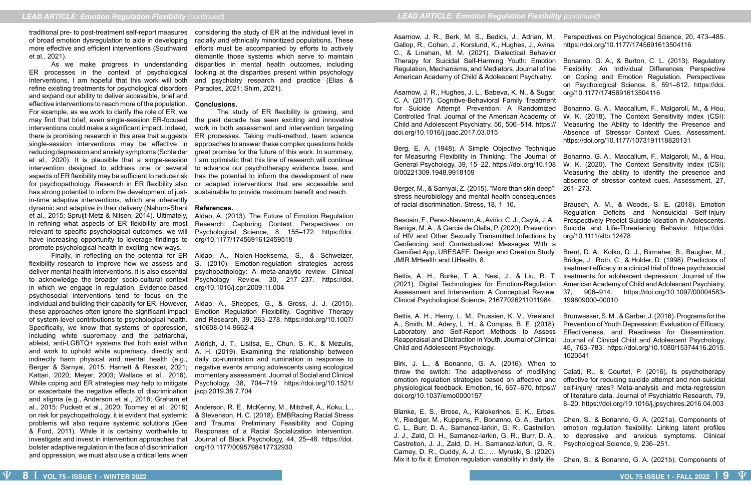traditional pre- to post-treatment self-report measures of broad emotion dysregulation to aide in developing more effective and efficient interventions (Southward et al., 2021).

As we make progress in understanding ER processes in the context of psychological interventions, I am hopeful that this work will both refine existing treatments for psychological disorders and expand our ability to deliver accessible, brief and effective interventions to reach more of the population. For example, as we work to clarify the role of ER, we may find that brief, even single-session ER-focused interventions could make a significant impact. Indeed, there is promising research in this area that suggests single-session interventions may be effective in reducing depression and anxiety symptoms (Schleider et al., 2020). It is plausible that a single-session intervention designed to address one or several aspects of ER flexibility may be sufficient to reduce risk for psychopathology. Research in ER flexibility also has strong potential to inform the development of just-in-time adaptive interventions, which are inherently dynamic and adaptive in their delivery (Nahum-Shani et al., 2015; Spruijt-Metz & Nilsen, 2014). Ultimately, in refining what aspects of ER flexibility are most relevant to specific psychological outcomes, we will have increasing opportunity to leverage findings to promote psychological health in exciting new ways.

Finally, in reflecting on the potential for ER flexibility research to improve how we assess and deliver mental health interventions, it is also essential to acknowledge the broader socio-cultural context in which we engage in regulation. Evidence-based psychosocial interventions tend to focus on the individual and building their capacity for ER. However, these approaches often ignore the significant impact of system-level contributions to psychological health. Specifically, we know that systems of oppression, including white supremacy and the patriarchal, ableist, anti-LGBTQ+ systems that both exist within and work to uphold white supremacy, directly and indirectly harm physical and mental health (e.g., Berger & Sarnyai, 2015; Harnett & Ressler, 2021; Kattari, 2020; Meyer, 2003; Wallace et al., 2016). While coping and ER strategies may help to mitigate or exacerbate the negative effects of discrimination and stigma (e.g., Anderson et al., 2018; Graham et al., 2015; Puckett et al., 2020; Toomey et al., 2018) on risk for psychopathology, it is evident that systemic problems will also require systemic solutions (Gee & Ford, 2011). While it is certainly worthwhile to investigate and invest in intervention approaches that bolster adaptive regulation in the face of discrimination and oppression, we must also use a critical lens when considering the study of ER at the individual level in racially and ethnically minoritized populations. These efforts must be accompanied by efforts to actively dismantle those systems which serve to maintain disparities in mental health outcomes, including looking at the disparities present within psychology and psychiatry research and practice (Elias & Paradies, 2021; Shim, 2021).

## Conclusions.

The study of ER flexibility is growing, and the past decade has seen exciting and innovative work in both assessment and intervention targeting ER processes. Taking multi-method, team science approaches to answer these complex questions holds great promise for the future of this work. In summary, I am optimistic that this line of research will continue to advance our psychotherapy evidence base, and has the potential to inform the development of new or adapted interventions that are accessible and sustainable to provide maximum benefit and reach.

## References.

Aldao, A. (2013). The Future of Emotion Regulation Research: Capturing Context. Perspectives on Psychological Science, 8, 155–172. https://doi.org/10.1177/1745691612459518

Aldao, A., Nolen-Hoeksema, S., & Schweizer, S. (2010). Emotion-regulation strategies across psychopathology: A meta-analytic review. Clinical Psychology Review, 30, 217–237. https://doi.org/10.1016/j.cpr.2009.11.004

Aldao, A., Sheppes, G., & Gross, J. J. (2015). Emotion Regulation Flexibility. Cognitive Therapy and Research, 39, 263–278. https://doi.org/10.1007/s10608-014-9662-4

Aldrich, J. T., Lisitsa, E., Chun, S. K., & Mezulis, A. H. (2019). Examining the relationship between daily co-rumination and rumination in response to negative events among adolescents using ecological momentary assessment. Journal of Social and Clinical Psychology, 38, 704–719. https://doi.org/10.1521/jscp.2019.38.7.704

Anderson, R. E., McKenny, M., Mitchell, A., Koku, L., & Stevenson, H. C. (2018). EMBRacing Racial Stress and Trauma: Preliminary Feasibility and Coping Responses of a Racial Socialization Intervention. Journal of Black Psychology, 44, 25–46. https://doi.org/10.1177/0095798417732930

Asarnow, J. R., Berk, M. S., Bedics, J., Adrian, M., Gallop, R., Cohen, J., Korslund, K., Hughes, J., Avina, C., & Linehan, M. M. (2021). Dialectical Behavior Therapy for Suicidal Self-Harming Youth: Emotion Regulation, Mechanisms, and Mediators. Journal of the American Academy of Child & Adolescent Psychiatry.

Asarnow, J. R., Hughes, J. L., Babeva, K. N., & Sugar, C. A. (2017). Cognitive-Behavioral Family Treatment for Suicide Attempt Prevention: A Randomized Controlled Trial. Journal of the American Academy of Child and Adolescent Psychiatry, 56, 506–514. https://doi.org/10.1016/j.jaac.2017.03.015

Berg, E. A. (1948). A Simple Objective Technique for Measuring Flexibility in Thinking. The Journal of General Psychology, 39, 15–22. https://doi.org/10.1080/00221309.1948.9918159

Berger, M., & Sarnyai, Z. (2015). "More than skin deep": stress neurobiology and mental health consequences of racial discrimination. Stress, 18, 1–10.

Besoain, F., Perez-Navarro, A., Aviño, C. J., Caylà, J. A., Barriga, M. A., & Garcia de Olalla, P. (2020). Prevention of HIV and Other Sexually Transmitted Infections by Geofencing and Contextualized Messages With a Gamified App, UBESAFE: Design and Creation Study. JMIR MHealth and UHealth, 8.

Bettis, A. H., Burke, T. A., Nesi, J., & Liu, R. T. (2021). Digital Technologies for Emotion-Regulation Assessment and Intervention: A Conceptual Review. Clinical Psychological Science, 21677026211011984.

Bettis, A. H., Henry, L. M., Prussien, K. V., Vreeland, A., Smith, M., Adery, L. H., & Compas, B. E. (2018). Laboratory and Self-Report Methods to Assess Reappraisal and Distraction in Youth. Journal of Clinical Child and Adolescent Psychology.

Birk, J. L., & Bonanno, G. A. (2016). When to throw the switch: The adaptiveness of modifying emotion regulation strategies based on affective and physiological feedback. Emotion, 16, 657–670. https://doi.org/10.1037/emo0000157

Blanke, E. S., Brose, A., Kalokerinos, E. K., Erbas, Y., Riediger, M., Kuppens, P., Bonanno, G. A., Burton, C. L., Burr, D. A., Samanez-larkin, G. R., Castrellon, J. J., Zald, D. H., Samanez-larkin, G. R., Burr, D. A., Castrellon, J. J., Zald, D. H., Samanez-larkin, G. R., Carney, D. R., Cuddy, A. J. C., … Myruski, S. (2020). Mix it to fix it: Emotion regulation variability in daily life. Perspectives on Psychological Science, 20, 473–485. https://doi.org/10.1177/1745691613504116

Bonanno, G. A., & Burton, C. L. (2013). Regulatory Flexibility: An Individual Differences Perspective on Coping and Emotion Regulation. Perspectives on Psychological Science, 8, 591–612. https://doi.org/10.1177/1745691613504116

Bonanno, G. A., Maccallum, F., Malgaroli, M., & Hou, W. K. (2018). The Context Sensitivity Index (CSI): Measuring the Ability to Identify the Presence and Absence of Stressor Context Cues. Assessment. https://doi.org/10.1177/1073191118820131

Bonanno, G. A., Maccallum, F., Malgaroli, M., & Hou, W. K. (2020). The Context Sensitivity Index (CSI): Measuring the ability to identify the presence and absence of stressor context cues. Assessment, 27, 261–273.

Brausch, A. M., & Woods, S. E. (2018). Emotion Regulation Deficits and Nonsuicidal Self-Injury Prospectively Predict Suicide Ideation in Adolescents. Suicide and Life-Threatening Behavior. https://doi.org/10.1111/sltb.12478

Brent, D. A., Kolko, D. J., Birmaher, B., Baugher, M., Bridge, J., Roth, C., & Holder, D. (1998). Predictors of treatment efficacy in a clinical trial of three psychosocial treatments for adolescent depression. Journal of the American Academy of Child and Adolescent Psychiatry, 37, 906–914. https://doi.org/10.1097/00004583-199809000-00010

Brunwasser, S. M., & Garber, J. (2016). Programs for the Prevention of Youth Depression: Evaluation of Efficacy, Effectiveness, and Readiness for Dissemination. Journal of Clinical Child and Adolescent Psychology, 45, 763–783. https://doi.org/10.1080/15374416.2015.1020541

Calati, R., & Courtet, P. (2016). Is psychotherapy effective for reducing suicide attempt and non-suicidal self-injury rates? Meta-analysis and meta-regression of literature data. Journal of Psychiatric Research, 79, 8–20. https://doi.org/10.1016/j.jpsychires.2016.04.003

Chen, S., & Bonanno, G. A. (2021a). Components of emotion regulation flexibility: Linking latent profiles to depressive and anxious symptoms. Clinical Psychological Science, 9, 236–251.

Chen, S., & Bonanno, G. A. (2021b). Components of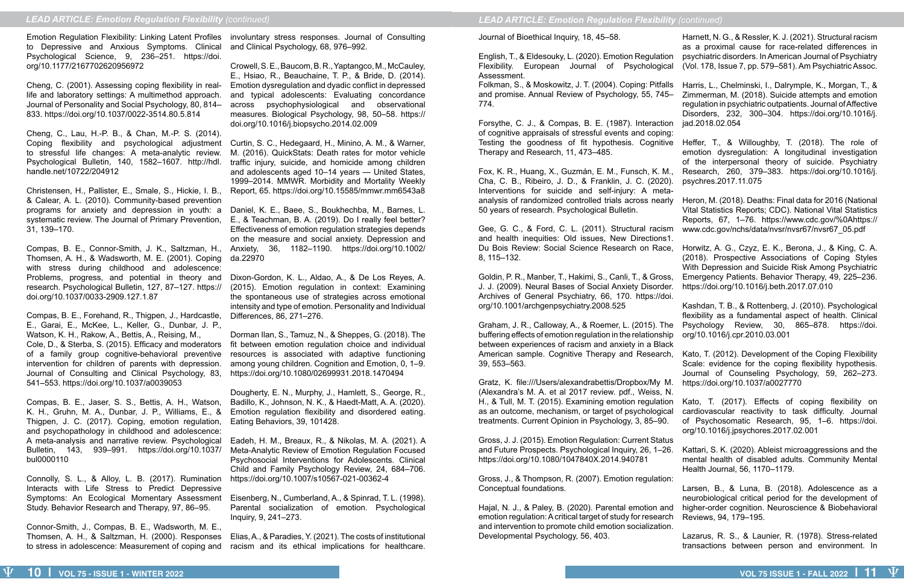Emotion Regulation Flexibility: Linking Latent Profiles to Depressive and Anxious Symptoms. Clinical Psychological Science, 9, 236–251. https://doi.org/10.1177/2167702620956972

Cheng, C. (2001). Assessing coping flexibility in real-life and laboratory settings: A multimethod approach. Journal of Personality and Social Psychology, 80, 814–833. https://doi.org/10.1037/0022-3514.80.5.814

Cheng, C., Lau, H.-P. B., & Chan, M.-P. S. (2014). Coping flexibility and psychological adjustment to stressful life changes: A meta-analytic review. Psychological Bulletin, 140, 1582–1607. http://hdl.handle.net/10722/204912

Christensen, H., Pallister, E., Smale, S., Hickie, I. B., & Calear, A. L. (2010). Community-based prevention programs for anxiety and depression in youth: a systematic review. The Journal of Primary Prevention, 31, 139–170.

Compas, B. E., Connor-Smith, J. K., Saltzman, H., Thomsen, A. H., & Wadsworth, M. E. (2001). Coping with stress during childhood and adolescence: Problems, progress, and potential in theory and research. Psychological Bulletin, 127, 87–127. https://doi.org/10.1037/0033-2909.127.1.87

Compas, B. E., Forehand, R., Thigpen, J., Hardcastle, E., Garai, E., McKee, L., Keller, G., Dunbar, J. P., Watson, K. H., Rakow, A., Bettis, A., Reising, M., Cole, D., & Sterba, S. (2015). Efficacy and moderators of a family group cognitive-behavioral preventive intervention for children of parents with depression. Journal of Consulting and Clinical Psychology, 83, 541–553. https://doi.org/10.1037/a0039053

Compas, B. E., Jaser, S. S., Bettis, A. H., Watson, K. H., Gruhn, M. A., Dunbar, J. P., Williams, E., & Thigpen, J. C. (2017). Coping, emotion regulation, and psychopathology in childhood and adolescence: A meta-analysis and narrative review. Psychological Bulletin, 143, 939–991. https://doi.org/10.1037/bul0000110

Connolly, S. L., & Alloy, L. B. (2017). Rumination Interacts with Life Stress to Predict Depressive Symptoms: An Ecological Momentary Assessment Study. Behavior Research and Therapy, 97, 86–95.

Connor-Smith, J., Compas, B. E., Wadsworth, M. E., Thomsen, A. H., & Saltzman, H. (2000). Responses to stress in adolescence: Measurement of coping and involuntary stress responses. Journal of Consulting and Clinical Psychology, 68, 976–992.

Crowell, S. E., Baucom, B. R., Yaptangco, M., McCauley, E., Hsiao, R., Beauchaine, T. P., & Bride, D. (2014). Emotion dysregulation and dyadic conflict in depressed and typical adolescents: Evaluating concordance across psychophysiological and observational measures. Biological Psychology, 98, 50–58. https://doi.org/10.1016/j.biopsycho.2014.02.009

Curtin, S. C., Hedegaard, H., Minino, A. M., & Warner, M. (2016). QuickStats: Death rates for motor vehicle traffic injury, suicide, and homicide among children and adolescents aged 10–14 years — United States, 1999–2014. MMWR. Morbidity and Mortality Weekly Report, 65. https://doi.org/10.15585/mmwr.mm6543a8

Daniel, K. E., Baee, S., Boukhechba, M., Barnes, L. E., & Teachman, B. A. (2019). Do I really feel better? Effectiveness of emotion regulation strategies depends on the measure and social anxiety. Depression and Anxiety, 36, 1182–1190. https://doi.org/10.1002/da.22970

Dixon-Gordon, K. L., Aldao, A., & De Los Reyes, A. (2015). Emotion regulation in context: Examining the spontaneous use of strategies across emotional intensity and type of emotion. Personality and Individual Differences, 86, 271–276.

Dorman Ilan, S., Tamuz, N., & Sheppes, G. (2018). The fit between emotion regulation choice and individual resources is associated with adaptive functioning among young children. Cognition and Emotion, 0, 1–9. https://doi.org/10.1080/02699931.2018.1470494

Dougherty, E. N., Murphy, J., Hamlett, S., George, R., Badillo, K., Johnson, N. K., & Haedt-Matt, A. A. (2020). Emotion regulation flexibility and disordered eating. Eating Behaviors, 39, 101428.

Eadeh, H. M., Breaux, R., & Nikolas, M. A. (2021). A Meta-Analytic Review of Emotion Regulation Focused Psychosocial Interventions for Adolescents. Clinical Child and Family Psychology Review, 24, 684–706. https://doi.org/10.1007/s10567-021-00362-4

Eisenberg, N., Cumberland, A., & Spinrad, T. L. (1998). Parental socialization of emotion. Psychological Inquiry, 9, 241–273.

Elias, A., & Paradies, Y. (2021). The costs of institutional racism and its ethical implications for healthcare. Journal of Bioethical Inquiry, 18, 45–58.

English, T., & Eldesouky, L. (2020). Emotion Regulation Flexibility. European Journal of Psychological Assessment.

Folkman, S., & Moskowitz, J. T. (2004). Coping: Pitfalls and promise. Annual Review of Psychology, 55, 745–774.

Forsythe, C. J., & Compas, B. E. (1987). Interaction of cognitive appraisals of stressful events and coping: Testing the goodness of fit hypothesis. Cognitive Therapy and Research, 11, 473–485.

Fox, K. R., Huang, X., Guzmán, E. M., Funsch, K. M., Cha, C. B., Ribeiro, J. D., & Franklin, J. C. (2020). Interventions for suicide and self-injury: A meta-analysis of randomized controlled trials across nearly 50 years of research. Psychological Bulletin.

Gee, G. C., & Ford, C. L. (2011). Structural racism and health inequities: Old issues, New Directions1. Du Bois Review: Social Science Research on Race, 8, 115–132.

Goldin, P. R., Manber, T., Hakimi, S., Canli, T., & Gross, J. J. (2009). Neural Bases of Social Anxiety Disorder. Archives of General Psychiatry, 66, 170. https://doi.org/10.1001/archgenpsychiatry.2008.525

Graham, J. R., Calloway, A., & Roemer, L. (2015). The buffering effects of emotion regulation in the relationship between experiences of racism and anxiety in a Black American sample. Cognitive Therapy and Research, 39, 553–563.

Gratz, K. file:///Users/alexandrabettis/Dropbox/My M. (Alexandra's M. A. et al 2017 review. pdf., Weiss, N. H., & Tull, M. T. (2015). Examining emotion regulation as an outcome, mechanism, or target of psychological treatments. Current Opinion in Psychology, 3, 85–90.

Gross, J. J. (2015). Emotion Regulation: Current Status and Future Prospects. Psychological Inquiry, 26, 1–26. https://doi.org/10.1080/1047840X.2014.940781

Gross, J., & Thompson, R. (2007). Emotion regulation: Conceptual foundations.

Hajal, N. J., & Paley, B. (2020). Parental emotion and emotion regulation: A critical target of study for research and intervention to promote child emotion socialization. Developmental Psychology, 56, 403.

Harnett, N. G., & Ressler, K. J. (2021). Structural racism as a proximal cause for race-related differences in psychiatric disorders. In American Journal of Psychiatry (Vol. 178, Issue 7, pp. 579–581). Am Psychiatric Assoc.

Harris, L., Chelminski, I., Dalrymple, K., Morgan, T., & Zimmerman, M. (2018). Suicide attempts and emotion regulation in psychiatric outpatients. Journal of Affective Disorders, 232, 300–304. https://doi.org/10.1016/j.jad.2018.02.054

Heffer, T., & Willoughby, T. (2018). The role of emotion dysregulation: A longitudinal investigation of the interpersonal theory of suicide. Psychiatry Research, 260, 379–383. https://doi.org/10.1016/j.psychres.2017.11.075

Heron, M. (2018). Deaths: Final data for 2016 (National Vital Statistics Reports; CDC). National Vital Statistics Reports, 67, 1–76. https://www.cdc.gov/%0Ahttps://www.cdc.gov/nchs/data/nvsr/nvsr67/nvsr67_05.pdf

Horwitz, A. G., Czyz, E. K., Berona, J., & King, C. A. (2018). Prospective Associations of Coping Styles With Depression and Suicide Risk Among Psychiatric Emergency Patients. Behavior Therapy, 49, 225–236. https://doi.org/10.1016/j.beth.2017.07.010

Kashdan, T. B., & Rottenberg, J. (2010). Psychological flexibility as a fundamental aspect of health. Clinical Psychology Review, 30, 865–878. https://doi.org/10.1016/j.cpr.2010.03.001

Kato, T. (2012). Development of the Coping Flexibility Scale: evidence for the coping flexibility hypothesis. Journal of Counseling Psychology, 59, 262–273. https://doi.org/10.1037/a0027770

Kato, T. (2017). Effects of coping flexibility on cardiovascular reactivity to task difficulty. Journal of Psychosomatic Research, 95, 1–6. https://doi.org/10.1016/j.jpsychores.2017.02.001

Kattari, S. K. (2020). Ableist microaggressions and the mental health of disabled adults. Community Mental Health Journal, 56, 1170–1179.

Larsen, B., & Luna, B. (2018). Adolescence as a neurobiological critical period for the development of higher-order cognition. Neuroscience & Biobehavioral Reviews, 94, 179–195.

Lazarus, R. S., & Launier, R. (1978). Stress-related transactions between person and environment. In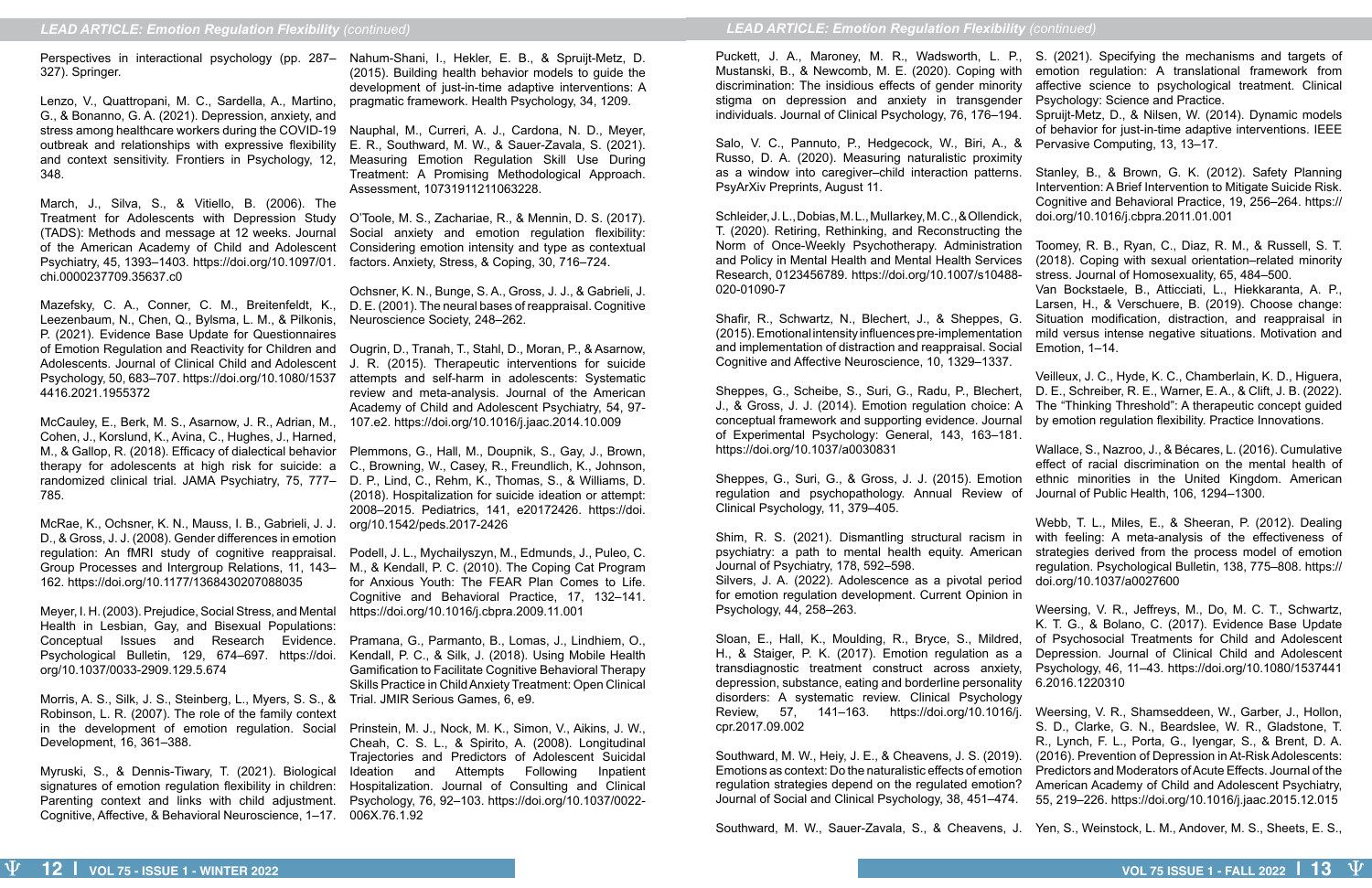Perspectives in interactional psychology (pp. 287–327). Springer.

Lenzo, V., Quattropani, M. C., Sardella, A., Martino, G., & Bonanno, G. A. (2021). Depression, anxiety, and stress among healthcare workers during the COVID-19 outbreak and relationships with expressive flexibility and context sensitivity. Frontiers in Psychology, 12, 348.

March, J., Silva, S., & Vitiello, B. (2006). The Treatment for Adolescents with Depression Study (TADS): Methods and message at 12 weeks. Journal of the American Academy of Child and Adolescent Psychiatry, 45, 1393–1403. https://doi.org/10.1097/01.chi.0000237709.35637.c0

Mazefsky, C. A., Conner, C. M., Breitenfeldt, K., Leezenbaum, N., Chen, Q., Bylsma, L. M., & Pilkonis, P. (2021). Evidence Base Update for Questionnaires of Emotion Regulation and Reactivity for Children and Adolescents. Journal of Clinical Child and Adolescent Psychology, 50, 683–707. https://doi.org/10.1080/15374416.2021.1955372

McCauley, E., Berk, M. S., Asarnow, J. R., Adrian, M., Cohen, J., Korslund, K., Avina, C., Hughes, J., Harned, M., & Gallop, R. (2018). Efficacy of dialectical behavior therapy for adolescents at high risk for suicide: a randomized clinical trial. JAMA Psychiatry, 75, 777–785.

McRae, K., Ochsner, K. N., Mauss, I. B., Gabrieli, J. J. D., & Gross, J. J. (2008). Gender differences in emotion regulation: An fMRI study of cognitive reappraisal. Group Processes and Intergroup Relations, 11, 143–162. https://doi.org/10.1177/1368430207088035

Meyer, I. H. (2003). Prejudice, Social Stress, and Mental Health in Lesbian, Gay, and Bisexual Populations: Conceptual Issues and Research Evidence. Psychological Bulletin, 129, 674–697. https://doi.org/10.1037/0033-2909.129.5.674

Morris, A. S., Silk, J. S., Steinberg, L., Myers, S. S., & Robinson, L. R. (2007). The role of the family context in the development of emotion regulation. Social Development, 16, 361–388.

Myruski, S., & Dennis-Tiwary, T. (2021). Biological signatures of emotion regulation flexibility in children: Parenting context and links with child adjustment. Cognitive, Affective, & Behavioral Neuroscience, 1–17.

Nahum-Shani, I., Hekler, E. B., & Spruijt-Metz, D. (2015). Building health behavior models to guide the development of just-in-time adaptive interventions: A pragmatic framework. Health Psychology, 34, 1209.

Nauphal, M., Curreri, A. J., Cardona, N. D., Meyer, E. R., Southward, M. W., & Sauer-Zavala, S. (2021). Measuring Emotion Regulation Skill Use During Treatment: A Promising Methodological Approach. Assessment, 10731911211063228.

O'Toole, M. S., Zachariae, R., & Mennin, D. S. (2017). Social anxiety and emotion regulation flexibility: Considering emotion intensity and type as contextual factors. Anxiety, Stress, & Coping, 30, 716–724.

Ochsner, K. N., Bunge, S. A., Gross, J. J., & Gabrieli, J. D. E. (2001). The neural bases of reappraisal. Cognitive Neuroscience Society, 248–262.

Ougrin, D., Tranah, T., Stahl, D., Moran, P., & Asarnow, J. R. (2015). Therapeutic interventions for suicide attempts and self-harm in adolescents: Systematic review and meta-analysis. Journal of the American Academy of Child and Adolescent Psychiatry, 54, 97-107.e2. https://doi.org/10.1016/j.jaac.2014.10.009

Plemmons, G., Hall, M., Doupnik, S., Gay, J., Brown, C., Browning, W., Casey, R., Freundlich, K., Johnson, D. P., Lind, C., Rehm, K., Thomas, S., & Williams, D. (2018). Hospitalization for suicide ideation or attempt: 2008–2015. Pediatrics, 141, e20172426. https://doi.org/10.1542/peds.2017-2426

Podell, J. L., Mychailyszyn, M., Edmunds, J., Puleo, C. M., & Kendall, P. C. (2010). The Coping Cat Program for Anxious Youth: The FEAR Plan Comes to Life. Cognitive and Behavioral Practice, 17, 132–141. https://doi.org/10.1016/j.cbpra.2009.11.001

Pramana, G., Parmanto, B., Lomas, J., Lindhiem, O., Kendall, P. C., & Silk, J. (2018). Using Mobile Health Gamification to Facilitate Cognitive Behavioral Therapy Skills Practice in Child Anxiety Treatment: Open Clinical Trial. JMIR Serious Games, 6, e9.

Prinstein, M. J., Nock, M. K., Simon, V., Aikins, J. W., Cheah, C. S. L., & Spirito, A. (2008). Longitudinal Trajectories and Predictors of Adolescent Suicidal Ideation and Attempts Following Inpatient Hospitalization. Journal of Consulting and Clinical Psychology, 76, 92–103. https://doi.org/10.1037/0022-006X.76.1.92

Puckett, J. A., Maroney, M. R., Wadsworth, L. P., Mustanski, B., & Newcomb, M. E. (2020). Coping with discrimination: The insidious effects of gender minority stigma on depression and anxiety in transgender individuals. Journal of Clinical Psychology, 76, 176–194.

Salo, V. C., Pannuto, P., Hedgecock, W., Biri, A., & Russo, D. A. (2020). Measuring naturalistic proximity as a window into caregiver–child interaction patterns. PsyArXiv Preprints, August 11.

Schleider, J. L., Dobias, M. L., Mullarkey, M. C., & Ollendick, T. (2020). Retiring, Rethinking, and Reconstructing the Norm of Once-Weekly Psychotherapy. Administration and Policy in Mental Health and Mental Health Services Research, 0123456789. https://doi.org/10.1007/s10488-020-01090-7

Shafir, R., Schwartz, N., Blechert, J., & Sheppes, G. (2015). Emotional intensity influences pre-implementation and implementation of distraction and reappraisal. Social Cognitive and Affective Neuroscience, 10, 1329–1337.

Sheppes, G., Scheibe, S., Suri, G., Radu, P., Blechert, J., & Gross, J. J. (2014). Emotion regulation choice: A conceptual framework and supporting evidence. Journal of Experimental Psychology: General, 143, 163–181. https://doi.org/10.1037/a0030831

Sheppes, G., Suri, G., & Gross, J. J. (2015). Emotion regulation and psychopathology. Annual Review of Clinical Psychology, 11, 379–405.

Shim, R. S. (2021). Dismantling structural racism in psychiatry: a path to mental health equity. American Journal of Psychiatry, 178, 592–598.

Silvers, J. A. (2022). Adolescence as a pivotal period for emotion regulation development. Current Opinion in Psychology, 44, 258–263.

Sloan, E., Hall, K., Moulding, R., Bryce, S., Mildred, H., & Staiger, P. K. (2017). Emotion regulation as a transdiagnostic treatment construct across anxiety, depression, substance, eating and borderline personality disorders: A systematic review. Clinical Psychology Review, 57, 141–163. https://doi.org/10.1016/j.cpr.2017.09.002

Southward, M. W., Heiy, J. E., & Cheavens, J. S. (2019). Emotions as context: Do the naturalistic effects of emotion regulation strategies depend on the regulated emotion? Journal of Social and Clinical Psychology, 38, 451–474.

Southward, M. W., Sauer-Zavala, S., & Cheavens, J. S. (2021). Specifying the mechanisms and targets of emotion regulation: A translational framework from affective science to psychological treatment. Clinical Psychology: Science and Practice.

Spruijt-Metz, D., & Nilsen, W. (2014). Dynamic models of behavior for just-in-time adaptive interventions. IEEE Pervasive Computing, 13, 13–17.

Stanley, B., & Brown, G. K. (2012). Safety Planning Intervention: A Brief Intervention to Mitigate Suicide Risk. Cognitive and Behavioral Practice, 19, 256–264. https://doi.org/10.1016/j.cbpra.2011.01.001

Toomey, R. B., Ryan, C., Diaz, R. M., & Russell, S. T. (2018). Coping with sexual orientation–related minority stress. Journal of Homosexuality, 65, 484–500.

Van Bockstaele, B., Atticciati, L., Hiekkaranta, A. P., Larsen, H., & Verschuere, B. (2019). Choose change: Situation modification, distraction, and reappraisal in mild versus intense negative situations. Motivation and Emotion, 1–14.

Veilleux, J. C., Hyde, K. C., Chamberlain, K. D., Higuera, D. E., Schreiber, R. E., Warner, E. A., & Clift, J. B. (2022). The "Thinking Threshold": A therapeutic concept guided by emotion regulation flexibility. Practice Innovations.

Wallace, S., Nazroo, J., & Bécares, L. (2016). Cumulative effect of racial discrimination on the mental health of ethnic minorities in the United Kingdom. American Journal of Public Health, 106, 1294–1300.

Webb, T. L., Miles, E., & Sheeran, P. (2012). Dealing with feeling: A meta-analysis of the effectiveness of strategies derived from the process model of emotion regulation. Psychological Bulletin, 138, 775–808. https://doi.org/10.1037/a0027600

Weersing, V. R., Jeffreys, M., Do, M. C. T., Schwartz, K. T. G., & Bolano, C. (2017). Evidence Base Update of Psychosocial Treatments for Child and Adolescent Depression. Journal of Clinical Child and Adolescent Psychology, 46, 11–43. https://doi.org/10.1080/15374416.2016.1220310

Weersing, V. R., Shamseddeen, W., Garber, J., Hollon, S. D., Clarke, G. N., Beardslee, W. R., Gladstone, T. R., Lynch, F. L., Porta, G., Iyengar, S., & Brent, D. A. (2016). Prevention of Depression in At-Risk Adolescents: Predictors and Moderators of Acute Effects. Journal of the American Academy of Child and Adolescent Psychiatry, 55, 219–226. https://doi.org/10.1016/j.jaac.2015.12.015

Yen, S., Weinstock, L. M., Andover, M. S., Sheets, E. S.,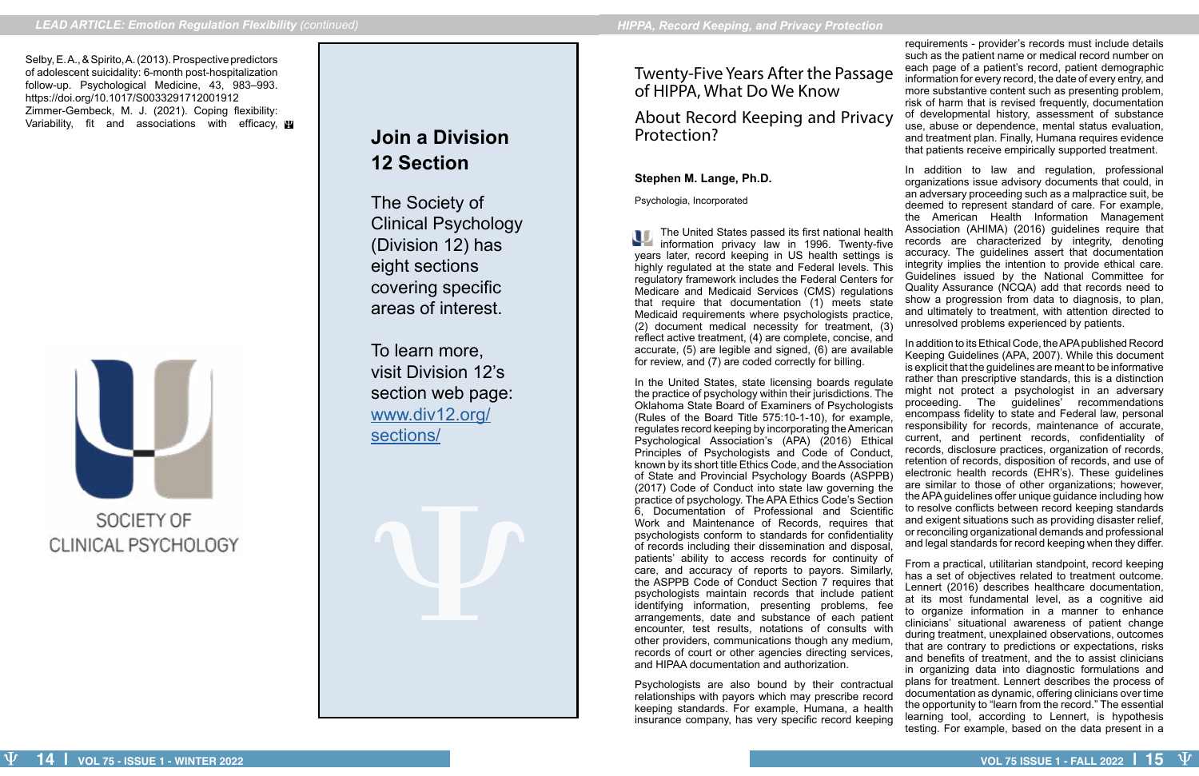Selby, E. A., & Spirito, A. (2013). Prospective predictors of adolescent suicidality: 6-month post-hospitalization follow-up. Psychological Medicine, 43, 983–993. https://doi.org/10.1017/S0033291712001912

Zimmer-Gembeck, M. J. (2021). Coping flexibility: Variability, fit and associations with efficacy,

## Join a Division 12 Section

The Society of Clinical Psychology (Division 12) has eight sections covering specific areas of interest.

To learn more, visit Division 12's section web page: www.div12.org/sections/

SOCIETY OF CLINICAL PSYCHOLOGY

# Twenty-Five Years After the Passage of HIPPA, What Do We Know About Record Keeping and Privacy Protection?

**Stephen M. Lange, Ph.D.**

Psychologia, Incorporated

The United States passed its first national health information privacy law in 1996. Twenty-five years later, record keeping in US health settings is highly regulated at the state and Federal levels. This regulatory framework includes the Federal Centers for Medicare and Medicaid Services (CMS) regulations that require that documentation (1) meets state Medicaid requirements where psychologists practice, (2) document medical necessity for treatment, (3) reflect active treatment, (4) are complete, concise, and accurate, (5) are legible and signed, (6) are available for review, and (7) are coded correctly for billing.

In the United States, state licensing boards regulate the practice of psychology within their jurisdictions. The Oklahoma State Board of Examiners of Psychologists (Rules of the Board Title 575:10-1-10), for example, regulates record keeping by incorporating the American Psychological Association's (APA) (2016) Ethical Principles of Psychologists and Code of Conduct, known by its short title Ethics Code, and the Association of State and Provincial Psychology Boards (ASPPB) (2017) Code of Conduct into state law governing the practice of psychology. The APA Ethics Code's Section 6, Documentation of Professional and Scientific Work and Maintenance of Records, requires that psychologists conform to standards for confidentiality of records including their dissemination and disposal, patients' ability to access records for continuity of care, and accuracy of reports to payors. Similarly, the ASPPB Code of Conduct Section 7 requires that psychologists maintain records that include patient identifying information, presenting problems, fee arrangements, date and substance of each patient encounter, test results, notations of consults with other providers, communications though any medium, records of court or other agencies directing services, and HIPAA documentation and authorization.

Psychologists are also bound by their contractual relationships with payors which may prescribe record keeping standards. For example, Humana, a health insurance company, has very specific record keeping requirements - provider's records must include details such as the patient name or medical record number on each page of a patient's record, patient demographic information for every record, the date of every entry, and more substantive content such as presenting problem, risk of harm that is revised frequently, documentation of developmental history, assessment of substance use, abuse or dependence, mental status evaluation, and treatment plan. Finally, Humana requires evidence that patients receive empirically supported treatment.

In addition to law and regulation, professional organizations issue advisory documents that could, in an adversary proceeding such as a malpractice suit, be deemed to represent standard of care. For example, the American Health Information Management Association (AHIMA) (2016) guidelines require that records are characterized by integrity, denoting accuracy. The guidelines assert that documentation integrity implies the intention to provide ethical care. Guidelines issued by the National Committee for Quality Assurance (NCQA) add that records need to show a progression from data to diagnosis, to plan, and ultimately to treatment, with attention directed to unresolved problems experienced by patients.

In addition to its Ethical Code, the APA published Record Keeping Guidelines (APA, 2007). While this document is explicit that the guidelines are meant to be informative rather than prescriptive standards, this is a distinction might not protect a psychologist in an adversary proceeding. The guidelines' recommendations encompass fidelity to state and Federal law, personal responsibility for records, maintenance of accurate, current, and pertinent records, confidentiality of records, disclosure practices, organization of records, retention of records, disposition of records, and use of electronic health records (EHR's). These guidelines are similar to those of other organizations; however, the APA guidelines offer unique guidance including how to resolve conflicts between record keeping standards and exigent situations such as providing disaster relief, or reconciling organizational demands and professional and legal standards for record keeping when they differ.

From a practical, utilitarian standpoint, record keeping has a set of objectives related to treatment outcome. Lennert (2016) describes healthcare documentation, at its most fundamental level, as a cognitive aid to organize information in a manner to enhance clinicians' situational awareness of patient change during treatment, unexplained observations, outcomes that are contrary to predictions or expectations, risks and benefits of treatment, and the to assist clinicians in organizing data into diagnostic formulations and plans for treatment. Lennert describes the process of documentation as dynamic, offering clinicians over time the opportunity to "learn from the record." The essential learning tool, according to Lennert, is hypothesis testing. For example, based on the data present in a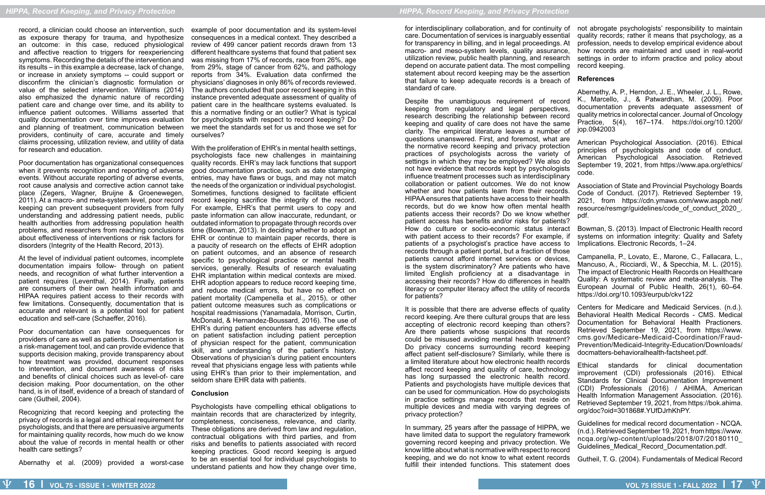record, a clinician could choose an intervention, such as exposure therapy for trauma, and hypothesize an outcome: in this case, reduced physiological and affective reaction to triggers for reexperiencing symptoms. Recording the details of the intervention and its results – in this example a decrease, lack of change, or increase in anxiety symptoms -- could support or disconfirm the clinician's diagnostic formulation or value of the selected intervention. Williams (2014) also emphasized the dynamic nature of recording patient care and change over time, and its ability to influence patient outcomes. Williams asserted that quality documentation over time improves evaluation and planning of treatment, communication between providers, continuity of care, accurate and timely claims processing, utilization review, and utility of data for research and education.

Poor documentation has organizational consequences when it prevents recognition and reporting of adverse events. Without accurate reporting of adverse events, root cause analysis and corrective action cannot take place (Zegers, Wagner, Bruijne & Groenewegen, 2011). At a macro- and meta-system level, poor record keeping can prevent subsequent providers from fully understanding and addressing patient needs, public health authorities from addressing population health problems, and researchers from reaching conclusions about effectiveness of interventions or risk factors for disorders (Integrity of the Health Record, 2013).

At the level of individual patient outcomes, incomplete documentation impairs follow- through on patient needs, and recognition of what further intervention a patient requires (Leventhal, 2014). Finally, patients are consumers of their own health information and HIPAA requires patient access to their records with few limitations. Consequently, documentation that is accurate and relevant is a potential tool for patient education and self-care (Schaeffer, 2016).

Poor documentation can have consequences for providers of care as well as patients. Documentation is a risk-management tool, and can provide evidence that supports decision making, provide transparency about how treatment was provided, document responses to intervention, and document awareness of risks and benefits of clinical choices such as level-of- care decision making. Poor documentation, on the other hand, is in of itself, evidence of a breach of standard of care (Gutheil, 2004).

Recognizing that record keeping and protecting the privacy of records is a legal and ethical requirement for psychologists, and that there are persuasive arguments for maintaining quality records, how much do we know about the value of records in mental health or other health care settings?

Abernathy et al. (2009) provided a worst-case example of poor documentation and its system-level consequences in a medical context. They described a review of 499 cancer patient records drawn from 13 different healthcare systems that found that patient sex was missing from 17% of records, race from 26%, age from 29%, stage of cancer from 62%, and pathology reports from 34%. Evaluation data confirmed the physicians' diagnoses in only 86% of records reviewed. The authors concluded that poor record keeping in this instance prevented adequate assessment of quality of patient care in the healthcare systems evaluated. Is this a normative finding or an outlier? What is typical for psychologists with respect to record keeping? Do we meet the standards set for us and those we set for ourselves?

With the proliferation of EHR's in mental health settings, psychologists face new challenges in maintaining quality records. EHR's may lack functions that support good documentation practice, such as date stamping entries, may have flaws or bugs, and may not match the needs of the organization or individual psychologist. Sometimes, functions designed to facilitate efficient record keeping sacrifice the integrity of the record. For example, EHR's that permit users to copy and paste information can allow inaccurate, redundant, or outdated information to propagate through records over time (Bowman, 2013). In deciding whether to adopt an EHR or continue to maintain paper records, there is a paucity of research on the effects of EHR adoption on patient outcomes, and an absence of research specific to psychological practice or mental health services, generally. Results of research evaluating EHR implantation within medical contexts are mixed. EHR adoption appears to reduce record keeping time, and reduce medical errors, but have no effect on patient mortality (Campenella et al., 2015), or other patient outcome measures such as complications or hospital readmissions (Yanamadala, Morrison, Curtin, McDonald, & Hernandez-Boussard, 2016). The use of EHR's during patient encounters has adverse effects on patient satisfaction including patient perception of physician respect for the patient, communication skill, and understanding of the patient's history. Observations of physician's during patient encounters reveal that physicians engage less with patients while using EHR's than prior to their implementation, and seldom share EHR data with patients.

## Conclusion

Psychologists have compelling ethical obligations to maintain records that are characterized by integrity, completeness, conciseness, relevance, and clarity. These obligations are derived from law and regulation, contractual obligations with third parties, and from risks and benefits to patients associated with record keeping practices. Good record keeping is argued to be an essential tool for individual psychologists to understand patients and how they change over time, for interdisciplinary collaboration, and for continuity of care. Documentation of services is inarguably essential for transparency in billing, and in legal proceedings. At macro- and meso-system levels, quality assurance, utilization review, public health planning, and research depend on accurate patient data. The most compelling statement about record keeping may be the assertion that failure to keep adequate records is a breach of standard of care.

Despite the unambiguous requirement of record keeping from regulatory and legal perspectives, research describing the relationship between record keeping and quality of care does not have the same clarity. The empirical literature leaves a number of questions unanswered. First, and foremost, what are the normative record keeping and privacy protection practices of psychologists across the variety of settings in which they may be employed? We also do not have evidence that records kept by psychologists influence treatment processes such as interdisciplinary collaboration or patient outcomes. We do not know whether and how patients learn from their records. HIPAA ensures that patients have access to their health records, but do we know how often mental health patients access their records? Do we know whether patient access has benefits and/or risks for patients? How do culture or socio-economic status interact with patient access to their records? For example, if patients of a psychologist's practice have access to records through a patient portal, but a fraction of those patients cannot afford internet services or devices, is the system discriminatory? Are patients who have limited English proficiency at a disadvantage in accessing their records? How do differences in health literacy or computer literacy affect the utility of records for patients?

It is possible that there are adverse effects of quality record keeping. Are there cultural groups that are less accepting of electronic record keeping than others? Are there patients whose suspicions that records could be misused avoiding mental health treatment? Do privacy concerns surrounding record keeping affect patient self-disclosure? Similarly, while there is a limited literature about how electronic health records affect record keeping and quality of care, technology has long surpassed the electronic health record. Patients and psychologists have multiple devices that can be used for communication. How do psychologists in practice settings manage records that reside on multiple devices and media with varying degrees of privacy protection?

In summary, 25 years after the passage of HIPAA, we have limited data to support the regulatory framework governing record keeping and privacy protection. We know little about what is normative with respect to record keeping, and we do not know to what extent records fulfill their intended functions. This statement does not abrogate psychologists' responsibility to maintain quality records; rather it means that psychology, as a profession, needs to develop empirical evidence about how records are maintained and used in real-world settings in order to inform practice and policy about record keeping.

## References

Abernethy, A. P., Herndon, J. E., Wheeler, J. L., Rowe, K., Marcello, J., & Patwardhan, M. (2009). Poor documentation prevents adequate assessment of quality metrics in colorectal cancer. Journal of Oncology Practice, 5(4), 167–174. https://doi.org/10.1200/jop.0942003

American Psychological Association. (2016). Ethical principles of psychologists and code of conduct. American Psychological Association. Retrieved September 19, 2021, from https://www.apa.org/ethics/code.

Association of State and Provincial Psychology Boards Code of Conduct. (2017). Retrieved September 19, 2021, from https://cdn.ymaws.com/www.asppb.net/resource/resmgr/guidelines/code_of_conduct_2020_.pdf.

Bowman, S. (2013). Impact of Electronic Health record systems on information integrity: Quality and Safety Implications. Electronic Records, 1–24.

Campanella, P., Lovato, E., Marone, C., Fallacara, L., Mancuso, A., Ricciardi, W., & Specchia, M. L. (2015). The impact of Electronic Health Records on Healthcare Quality: A systematic review and meta-analysis. The European Journal of Public Health, 26(1), 60–64. https://doi.org/10.1093/eurpub/ckv122

Centers for Medicare and Medicaid Services. (n.d.). Behavioral Health Medical Records - CMS. Medical Documentation for Behavioral Health Practioners. Retrieved September 19, 2021, from https://www.cms.gov/Medicare-Medicaid-Coordination/Fraud-Prevention/Medicaid-Integrity-Education/Downloads/docmatters-behavioralhealth-factsheet.pdf.

Ethical standards for clinical documentation improvement (CDI) professionals (2016). Ethical Standards for Clinical Documentation Improvement (CDI) Professionals (2016) / AHIMA, American Health Information Management Association. (2016). Retrieved September 19, 2021, from https://bok.ahima.org/doc?oid=301868#.YUfDJrhKhPY.

Guidelines for medical record documentation - NCQA. (n.d.). Retrieved September 19, 2021, from https://www.ncqa.org/wp-content/uploads/2018/07/20180110_Guidelines_Medical_Record_Documentation.pdf.

Gutheil, T. G. (2004). Fundamentals of Medical Record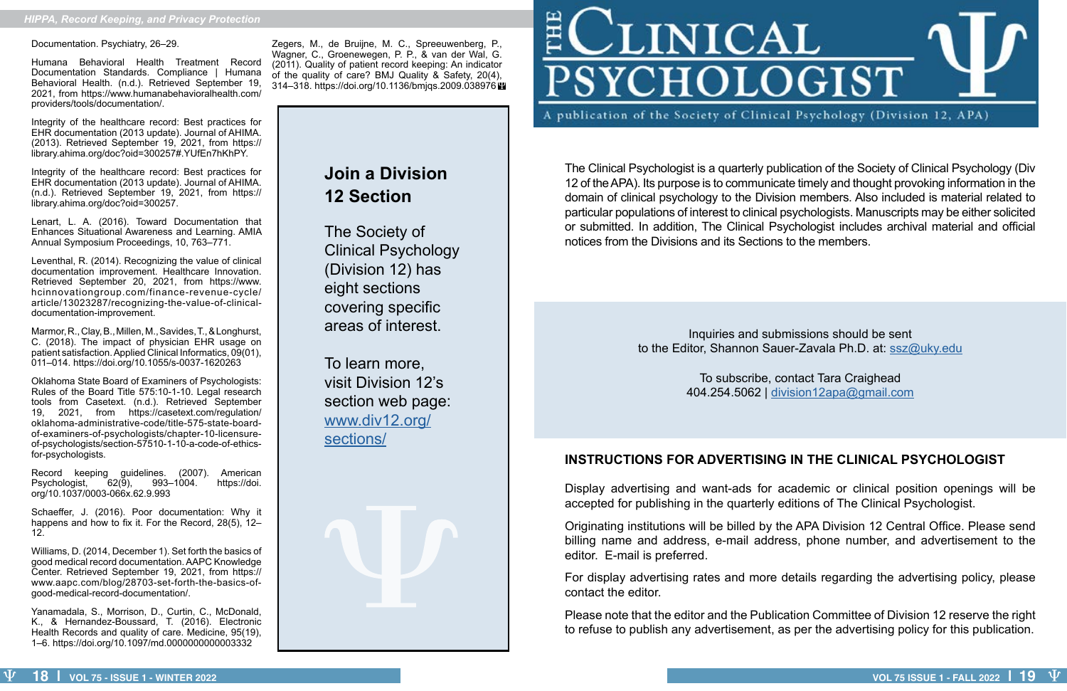Documentation. Psychiatry, 26–29.

Humana Behavioral Health Treatment Record Documentation Standards. Compliance | Humana Behavioral Health. (n.d.). Retrieved September 19, 2021, from https://www.humanabehavioralhealth.com/providers/tools/documentation/.

Integrity of the healthcare record: Best practices for EHR documentation (2013 update). Journal of AHIMA. (2013). Retrieved September 19, 2021, from https://library.ahima.org/doc?oid=300257#.YUfEn7hKhPY.

Integrity of the healthcare record: Best practices for EHR documentation (2013 update). Journal of AHIMA. (n.d.). Retrieved September 19, 2021, from https://library.ahima.org/doc?oid=300257.

Lenart, L. A. (2016). Toward Documentation that Enhances Situational Awareness and Learning. AMIA Annual Symposium Proceedings, 10, 763–771.

Leventhal, R. (2014). Recognizing the value of clinical documentation improvement. Healthcare Innovation. Retrieved September 20, 2021, from https://www.hcinnovationgroup.com/finance-revenue-cycle/article/13023287/recognizing-the-value-of-clinical-documentation-improvement.

Marmor, R., Clay, B., Millen, M., Savides, T., & Longhurst, C. (2018). The impact of physician EHR usage on patient satisfaction. Applied Clinical Informatics, 09(01), 011–014. https://doi.org/10.1055/s-0037-1620263

Oklahoma State Board of Examiners of Psychologists: Rules of the Board Title 575:10-1-10. Legal research tools from Casetext. (n.d.). Retrieved September 19, 2021, from https://casetext.com/regulation/oklahoma-administrative-code/title-575-state-board-of-examiners-of-psychologists/chapter-10-licensure-of-psychologists/section-57510-1-10-a-code-of-ethics-for-psychologists.

Record keeping guidelines. (2007). American Psychologist, 62(9), 993–1004. https://doi.org/10.1037/0003-066x.62.9.993

Schaeffer, J. (2016). Poor documentation: Why it happens and how to fix it. For the Record, 28(5), 12–12.

Williams, D. (2014, December 1). Set forth the basics of good medical record documentation. AAPC Knowledge Center. Retrieved September 19, 2021, from https://www.aapc.com/blog/28703-set-forth-the-basics-of-good-medical-record-documentation/.

Yanamadala, S., Morrison, D., Curtin, C., McDonald, K., & Hernandez-Boussard, T. (2016). Electronic Health Records and quality of care. Medicine, 95(19), 1–6. https://doi.org/10.1097/md.0000000000003332

Zegers, M., de Bruijne, M. C., Spreeuwenberg, P., Wagner, C., Groenewegen, P. P., & van der Wal, G. (2011). Quality of patient record keeping: An indicator of the quality of care? BMJ Quality & Safety, 20(4), 314–318. https://doi.org/10.1136/bmjqs.2009.038976

## Join a Division 12 Section

The Society of Clinical Psychology (Division 12) has eight sections covering specific areas of interest.

To learn more, visit Division 12's section web page: www.div12.org/sections/

# THE CLINICAL PSYCHOLOGIST

A publication of the Society of Clinical Psychology (Division 12, APA)

The Clinical Psychologist is a quarterly publication of the Society of Clinical Psychology (Div 12 of the APA). Its purpose is to communicate timely and thought provoking information in the domain of clinical psychology to the Division members. Also included is material related to particular populations of interest to clinical psychologists. Manuscripts may be either solicited or submitted. In addition, The Clinical Psychologist includes archival material and official notices from the Divisions and its Sections to the members.

Inquiries and submissions should be sent to the Editor, Shannon Sauer-Zavala Ph.D. at: ssz@uky.edu

To subscribe, contact Tara Craighead
404.254.5062 | division12apa@gmail.com

## INSTRUCTIONS FOR ADVERTISING IN THE CLINICAL PSYCHOLOGIST

Display advertising and want-ads for academic or clinical position openings will be accepted for publishing in the quarterly editions of The Clinical Psychologist.

Originating institutions will be billed by the APA Division 12 Central Office. Please send billing name and address, e-mail address, phone number, and advertisement to the editor. E-mail is preferred.

For display advertising rates and more details regarding the advertising policy, please contact the editor.

Please note that the editor and the Publication Committee of Division 12 reserve the right to refuse to publish any advertisement, as per the advertising policy for this publication.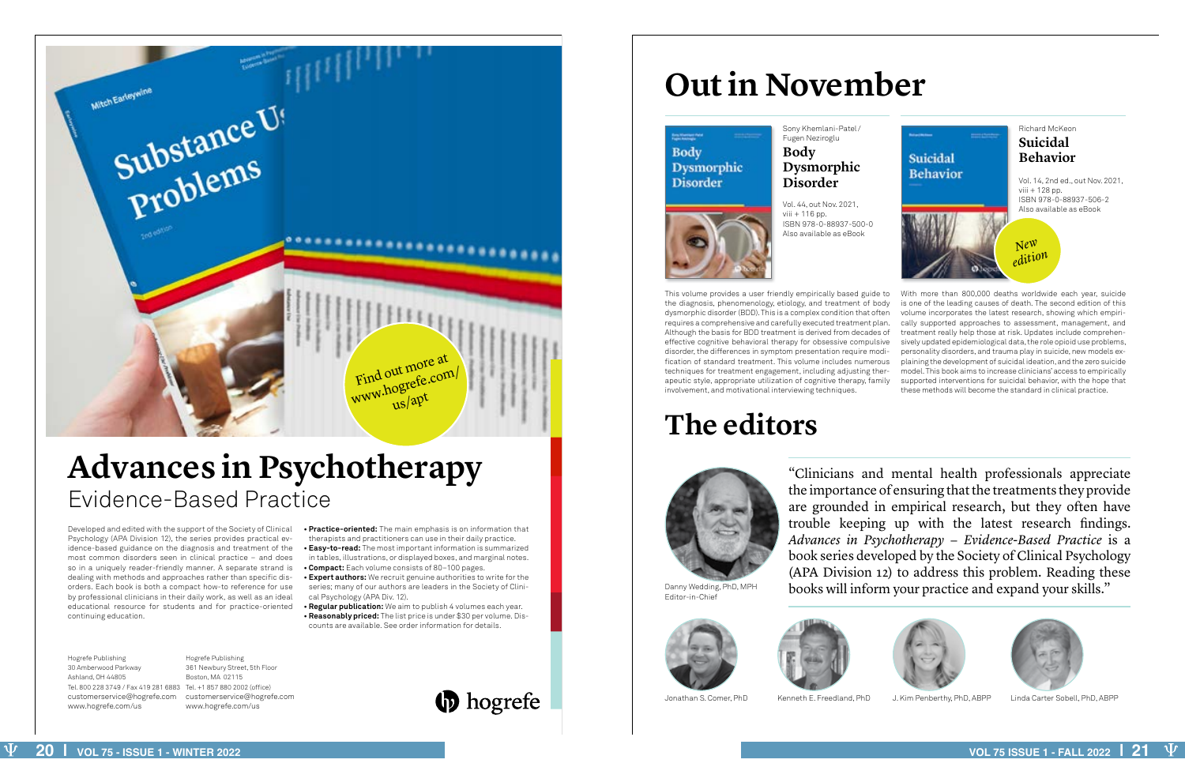Find out more at www.hogrefe.com/us/apt

# Advances in Psychotherapy

## Evidence-Based Practice

Developed and edited with the support of the Society of Clinical Psychology (APA Division 12), the series provides practical evidence-based guidance on the diagnosis and treatment of the most common disorders seen in clinical practice – and does so in a uniquely reader-friendly manner. A separate strand is dealing with methods and approaches rather than specific disorders. Each book is both a compact how-to reference for use by professional clinicians in their daily work, as well as an ideal educational resource for students and for practice-oriented continuing education.

- **Practice-oriented:** The main emphasis is on information that therapists and practitioners can use in their daily practice.
- **Easy-to-read:** The most important information is summarized in tables, illustrations, or displayed boxes, and marginal notes.
- **Compact:** Each volume consists of 80–100 pages.
- **Expert authors:** We recruit genuine authorities to write for the series; many of our authors are leaders in the Society of Clinical Psychology (APA Div. 12).
- **Regular publication:** We aim to publish 4 volumes each year.
- **Reasonably priced:** The list price is under $30 per volume. Discounts are available. See order information for details.

Hogrefe Publishing
30 Amberwood Parkway
Ashland, OH 44805
Tel. 800 228 3749 / Fax 419 281 6883
customerservice@hogrefe.com
www.hogrefe.com/us

Hogrefe Publishing
361 Newbury Street, 5th Floor
Boston, MA 02115
Tel. +1 857 880 2002 (office)
customerservice@hogrefe.com
www.hogrefe.com/us

hogrefe

# Out in November

Sony Khemlani-Patel / Fugen Neziroglu

**Body Dysmorphic Disorder**

Vol. 44, out Nov. 2021, viii + 116 pp.
ISBN 978-0-88937-500-0
Also available as eBook

This volume provides a user friendly empirically based guide to the diagnosis, phenomenology, etiology, and treatment of body dysmorphic disorder (BDD). This is a complex condition that often requires a comprehensive and carefully executed treatment plan. Although the basis for BDD treatment is derived from decades of effective cognitive behavioral therapy for obsessive compulsive disorder, the differences in symptom presentation require modification of standard treatment. This volume includes numerous techniques for treatment engagement, including adjusting therapeutic style, appropriate utilization of cognitive therapy, family involvement, and motivational interviewing techniques.

Richard McKeon

**Suicidal Behavior**

Vol. 14, 2nd ed., out Nov. 2021, viii + 128 pp.
ISBN 978-0-88937-506-2
Also available as eBook

New edition

With more than 800,000 deaths worldwide each year, suicide is one of the leading causes of death. The second edition of this volume incorporates the latest research, showing which empirically supported approaches to assessment, management, and treatment really help those at risk. Updates include comprehensively updated epidemiological data, the role opioid use problems, personality disorders, and trauma play in suicide, new models explaining the development of suicidal ideation, and the zero suicide model. This book aims to increase clinicians' access to empirically supported interventions for suicidal behavior, with the hope that these methods will become the standard in clinical practice.

# The editors

"Clinicians and mental health professionals appreciate the importance of ensuring that the treatments they provide are grounded in empirical research, but they often have trouble keeping up with the latest research findings. *Advances in Psychotherapy – Evidence-Based Practice* is a book series developed by the Society of Clinical Psychology (APA Division 12) to address this problem. Reading these books will inform your practice and expand your skills."

Danny Wedding, PhD, MPH
Editor-in-Chief

Jonathan S. Comer, PhD

Kenneth E. Freedland, PhD

J. Kim Penberthy, PhD, ABPP

Linda Carter Sobell, PhD, ABPP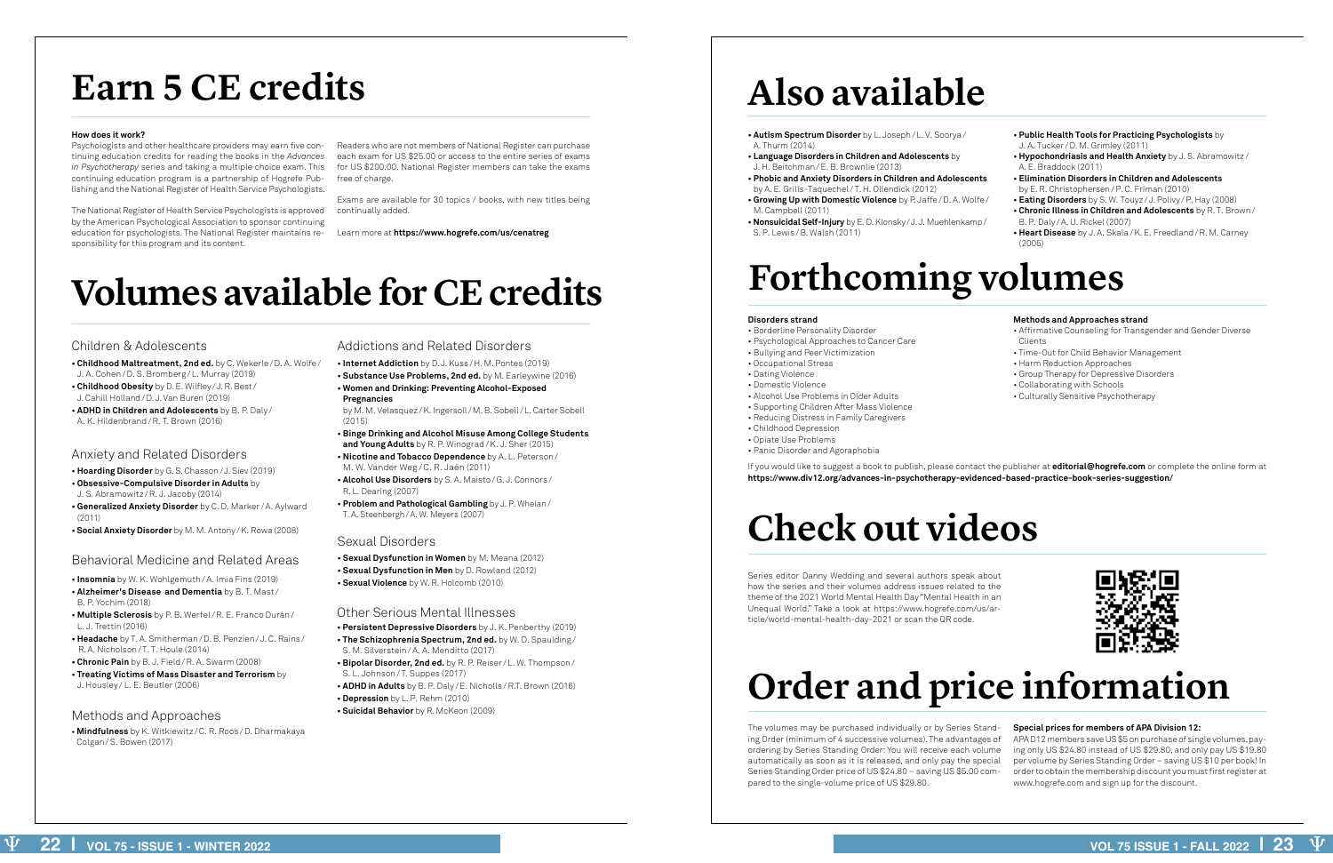# Earn 5 CE credits

**How does it work?**

Psychologists and other healthcare providers may earn five continuing education credits for reading the books in the *Advances in Psychotherapy* series and taking a multiple choice exam. This continuing education program is a partnership of Hogrefe Publishing and the National Register of Health Service Psychologists.

The National Register of Health Service Psychologists is approved by the American Psychological Association to sponsor continuing education for psychologists. The National Register maintains responsibility for this program and its content.

Readers who are not members of National Register can purchase each exam for US $25.00 or access to the entire series of exams for US $200.00. National Register members can take the exams free of charge.

Exams are available for 30 topics / books, with new titles being continually added.

Learn more at **https://www.hogrefe.com/us/cenatreg**

# Volumes available for CE credits

## Children & Adolescents

- **Childhood Maltreatment, 2nd ed.** by C. Wekerle / D. A. Wolfe / J. A. Cohen / D. S. Bromberg / L. Murray (2019)
- **Childhood Obesity** by D. E. Wilfley / J. R. Best / J. Cahill Holland / D. J. Van Buren (2019)
- **ADHD in Children and Adolescents** by B. P. Daly / A. K. Hildenbrand / R. T. Brown (2016)

## Anxiety and Related Disorders

- **Hoarding Disorder** by G. S. Chasson / J. Siev (2019)
- **Obsessive-Compulsive Disorder in Adults** by J. S. Abramowitz / R. J. Jacoby (2014)
- **Generalized Anxiety Disorder** by C. D. Marker / A. Aylward (2011)
- **Social Anxiety Disorder** by M. M. Antony / K. Rowa (2008)

## Behavioral Medicine and Related Areas

- **Insomnia** by W. K. Wohlgemuth / A. Imia Fins (2019)
- **Alzheimer's Disease and Dementia** by B. T. Mast / B. P. Yochim (2018)
- **Multiple Sclerosis** by P. B. Werfel / R. E. Franco Durán / L. J. Trettin (2016)
- **Headache** by T. A. Smitherman / D. B. Penzien / J. C. Rains / R. A. Nicholson / T. T. Houle (2014)
- **Chronic Pain** by B. J. Field / R. A. Swarm (2008)
- **Treating Victims of Mass Disaster and Terrorism** by J. Housley / L. E. Beutler (2006)

## Methods and Approaches

- **Mindfulness** by K. Witkiewitz / C. R. Roos / D. Dharmakaya Colgan / S. Bowen (2017)

## Addictions and Related Disorders

- **Internet Addiction** by D. J. Kuss / H. M. Pontes (2019)
- **Substance Use Problems, 2nd ed.** by M. Earleywine (2016)
- **Women and Drinking: Preventing Alcohol-Exposed Pregnancies** by M. M. Velasquez / K. Ingersoll / M. B. Sobell / L. Carter Sobell (2015)
- **Binge Drinking and Alcohol Misuse Among College Students and Young Adults** by R. P. Winograd / K. J. Sher (2015)
- **Nicotine and Tobacco Dependence** by A. L. Peterson / M. W. Vander Weg / C. R. Jaén (2011)
- **Alcohol Use Disorders** by S. A. Maisto / G. J. Connors / R. L. Dearing (2007)
- **Problem and Pathological Gambling** by J. P. Whelan / T. A. Steenbergh / A. W. Meyers (2007)

## Sexual Disorders

- **Sexual Dysfunction in Women** by M. Meana (2012)
- **Sexual Dysfunction in Men** by D. Rowland (2012)
- **Sexual Violence** by W. R. Holcomb (2010)

## Other Serious Mental Illnesses

- **Persistent Depressive Disorders** by J. K. Penberthy (2019)
- **The Schizophrenia Spectrum, 2nd ed.** by W. D. Spaulding / S. M. Silverstein / A. A. Menditto (2017)
- **Bipolar Disorder, 2nd ed.** by R. P. Reiser / L. W. Thompson / S. L. Johnson / T. Suppes (2017)
- **ADHD in Adults** by B. P. Daly / E. Nicholls / R.T. Brown (2016)
- **Depression** by L. P. Rehm (2010)
- **Suicidal Behavior** by R. McKeon (2009)

# Also available

- **Autism Spectrum Disorder** by L. Joseph / L. V. Soorya / A. Thurm (2014)
- **Language Disorders in Children and Adolescents** by J. H. Beitchman / E. B. Brownlie (2013)
- **Phobic and Anxiety Disorders in Children and Adolescents** by A. E. Grills-Taquechel / T. H. Ollendick (2012)
- **Growing Up with Domestic Violence** by P. Jaffe / D. A. Wolfe / M. Campbell (2011)
- **Nonsuicidal Self-Injury** by E. D. Klonsky / J. J. Muehlenkamp / S. P. Lewis / B. Walsh (2011)
- **Public Health Tools for Practicing Psychologists** by J. A. Tucker / D. M. Grimley (2011)
- **Hypochondriasis and Health Anxiety** by J. S. Abramowitz / A. E. Braddock (2011)
- **Elimination Disorders in Children and Adolescents** by E. R. Christophersen / P. C. Friman (2010)
- **Eating Disorders** by S. W. Touyz / J. Polivy / P. Hay (2008)
- **Chronic Illness in Children and Adolescents** by R. T. Brown / B. P. Daly / A. U. Rickel (2007)
- **Heart Disease** by J. A. Skala / K. E. Freedland / R. M. Carney (2005)

# Forthcoming volumes

**Disorders strand**

- Borderline Personality Disorder
- Psychological Approaches to Cancer Care
- Bullying and Peer Victimization
- Occupational Stress
- Dating Violence
- Domestic Violence
- Alcohol Use Problems in Older Adults
- Supporting Children After Mass Violence
- Reducing Distress in Family Caregivers
- Childhood Depression
- Opiate Use Problems
- Panic Disorder and Agoraphobia

**Methods and Approaches strand**

- Affirmative Counseling for Transgender and Gender Diverse Clients
- Time-Out for Child Behavior Management
- Harm Reduction Approaches
- Group Therapy for Depressive Disorders
- Collaborating with Schools
- Culturally Sensitive Psychotherapy

If you would like to suggest a book to publish, please contact the publisher at **editorial@hogrefe.com** or complete the online form at **https://www.div12.org/advances-in-psychotherapy-evidenced-based-practice-book-series-suggestion/**

# Check out videos

Series editor Danny Wedding and several authors speak about how the series and their volumes address issues related to the theme of the 2021 World Mental Health Day "Mental Health in an Unequal World." Take a look at https://www.hogrefe.com/us/article/world-mental-health-day-2021 or scan the QR code.

# Order and price information

The volumes may be purchased individually or by Series Standing Order (minimum of 4 successive volumes). The advantages of ordering by Series Standing Order: You will receive each volume automatically as soon as it is released, and only pay the special Series Standing Order price of US $24.80 – saving US $5.00 compared to the single-volume price of US $29.80.

**Special prices for members of APA Division 12:**
APA D12 members save US $5 on purchase of single volumes, paying only US $24.80 instead of US $29.80, and only pay US $19.80 per volume by Series Standing Order – saving US $10 per book! In order to obtain the membership discount you must first register at www.hogrefe.com and sign up for the discount.